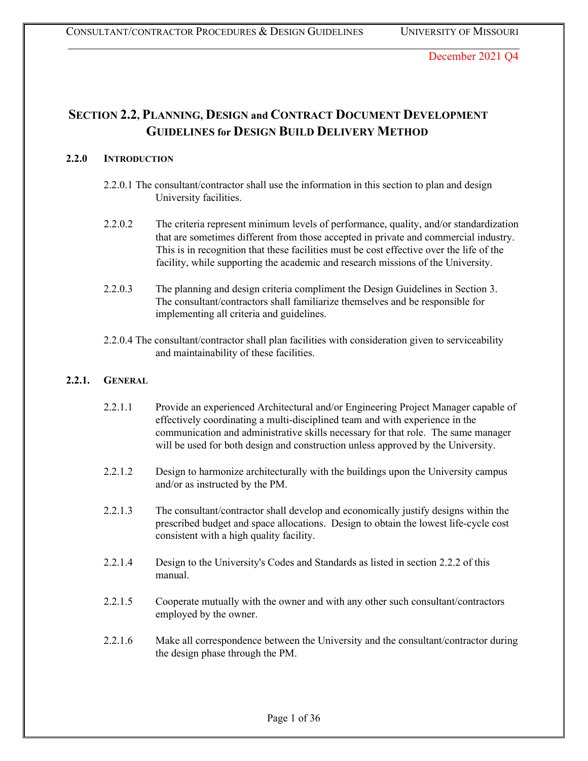December 2021 Q4

# SECTION 2.2, PLANNING, DESIGN and CONTRACT DOCUMENT DEVELOPMENT GUIDELINES for DESIGN BUILD DELIVERY METHOD

## 2.2.0 INTRODUCTION

2.2.0.1 The consultant/contractor shall use the information in this section to plan and design University facilities.

2.2.0.2 The criteria represent minimum levels of performance, quality, and/or standardization that are sometimes different from those accepted in private and commercial industry. This is in recognition that these facilities must be cost effective over the life of the facility, while supporting the academic and research missions of the University.

2.2.0.3 The planning and design criteria compliment the Design Guidelines in Section 3. The consultant/contractors shall familiarize themselves and be responsible for implementing all criteria and guidelines.

2.2.0.4 The consultant/contractor shall plan facilities with consideration given to serviceability and maintainability of these facilities.

## 2.2.1. GENERAL

2.2.1.1 Provide an experienced Architectural and/or Engineering Project Manager capable of effectively coordinating a multi-disciplined team and with experience in the communication and administrative skills necessary for that role. The same manager will be used for both design and construction unless approved by the University.

2.2.1.2 Design to harmonize architecturally with the buildings upon the University campus and/or as instructed by the PM.

2.2.1.3 The consultant/contractor shall develop and economically justify designs within the prescribed budget and space allocations. Design to obtain the lowest life-cycle cost consistent with a high quality facility.

2.2.1.4 Design to the University's Codes and Standards as listed in section 2.2.2 of this manual.

2.2.1.5 Cooperate mutually with the owner and with any other such consultant/contractors employed by the owner.

2.2.1.6 Make all correspondence between the University and the consultant/contractor during the design phase through the PM.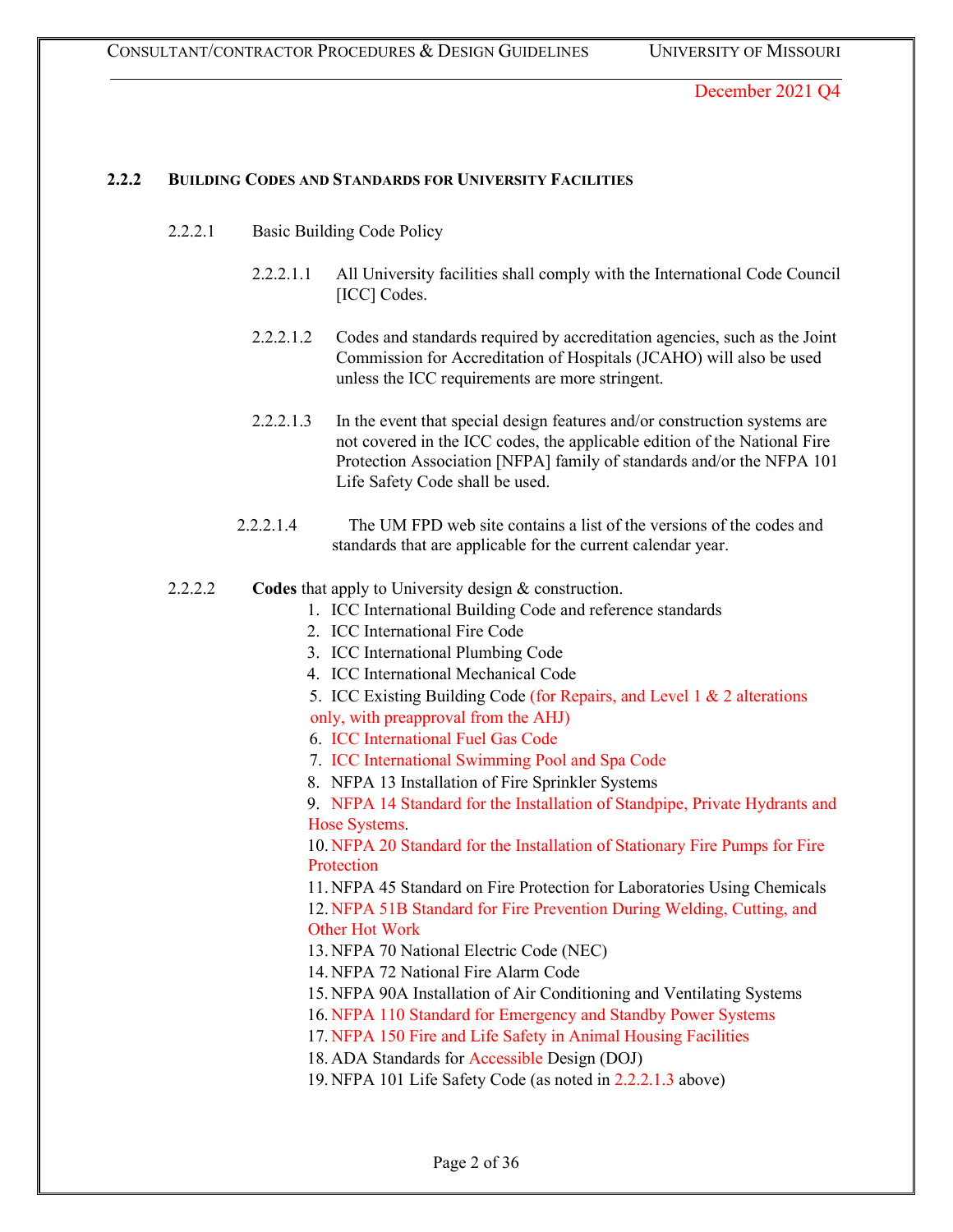December 2021 Q4

### 2.2.2 BUILDING CODES AND STANDARDS FOR UNIVERSITY FACILITIES

2.2.2.1 Basic Building Code Policy

2.2.2.1.1 All University facilities shall comply with the International Code Council [ICC] Codes.

2.2.2.1.2 Codes and standards required by accreditation agencies, such as the Joint Commission for Accreditation of Hospitals (JCAHO) will also be used unless the ICC requirements are more stringent.

2.2.2.1.3 In the event that special design features and/or construction systems are not covered in the ICC codes, the applicable edition of the National Fire Protection Association [NFPA] family of standards and/or the NFPA 101 Life Safety Code shall be used.

2.2.2.1.4 The UM FPD web site contains a list of the versions of the codes and standards that are applicable for the current calendar year.

2.2.2.2 **Codes** that apply to University design & construction.

1. ICC International Building Code and reference standards
2. ICC International Fire Code
3. ICC International Plumbing Code
4. ICC International Mechanical Code
5. ICC Existing Building Code (for Repairs, and Level 1 & 2 alterations only, with preapproval from the AHJ)
6. ICC International Fuel Gas Code
7. ICC International Swimming Pool and Spa Code
8. NFPA 13 Installation of Fire Sprinkler Systems
9. NFPA 14 Standard for the Installation of Standpipe, Private Hydrants and Hose Systems.
10. NFPA 20 Standard for the Installation of Stationary Fire Pumps for Fire Protection
11. NFPA 45 Standard on Fire Protection for Laboratories Using Chemicals
12. NFPA 51B Standard for Fire Prevention During Welding, Cutting, and Other Hot Work
13. NFPA 70 National Electric Code (NEC)
14. NFPA 72 National Fire Alarm Code
15. NFPA 90A Installation of Air Conditioning and Ventilating Systems
16. NFPA 110 Standard for Emergency and Standby Power Systems
17. NFPA 150 Fire and Life Safety in Animal Housing Facilities
18. ADA Standards for Accessible Design (DOJ)
19. NFPA 101 Life Safety Code (as noted in 2.2.2.1.3 above)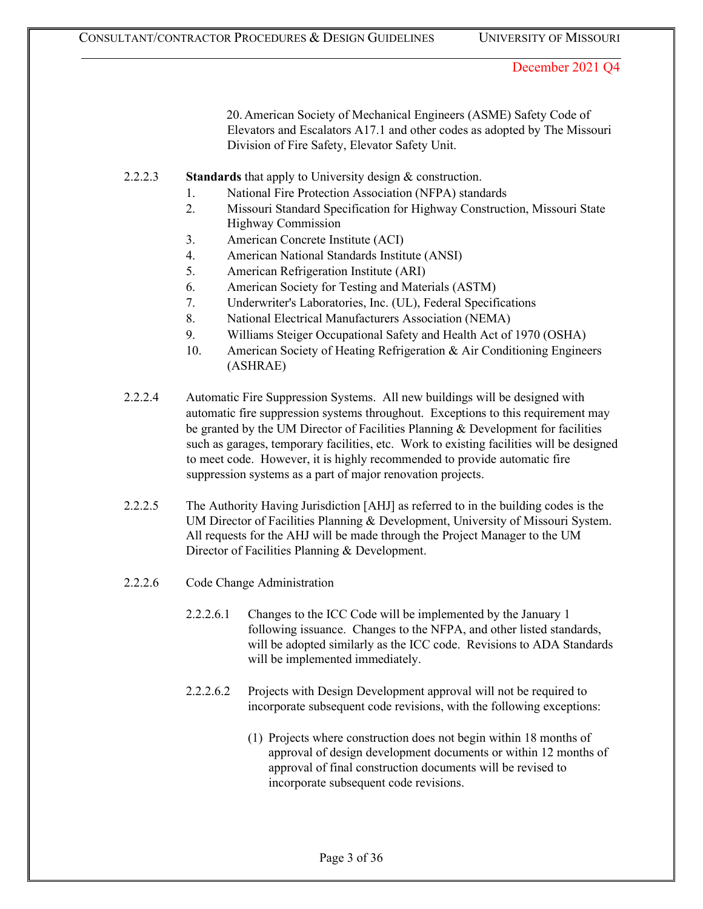20. American Society of Mechanical Engineers (ASME) Safety Code of Elevators and Escalators A17.1 and other codes as adopted by The Missouri Division of Fire Safety, Elevator Safety Unit.

2.2.2.3 **Standards** that apply to University design & construction.

1. National Fire Protection Association (NFPA) standards
2. Missouri Standard Specification for Highway Construction, Missouri State Highway Commission
3. American Concrete Institute (ACI)
4. American National Standards Institute (ANSI)
5. American Refrigeration Institute (ARI)
6. American Society for Testing and Materials (ASTM)
7. Underwriter's Laboratories, Inc. (UL), Federal Specifications
8. National Electrical Manufacturers Association (NEMA)
9. Williams Steiger Occupational Safety and Health Act of 1970 (OSHA)
10. American Society of Heating Refrigeration & Air Conditioning Engineers (ASHRAE)

2.2.2.4 Automatic Fire Suppression Systems. All new buildings will be designed with automatic fire suppression systems throughout. Exceptions to this requirement may be granted by the UM Director of Facilities Planning & Development for facilities such as garages, temporary facilities, etc. Work to existing facilities will be designed to meet code. However, it is highly recommended to provide automatic fire suppression systems as a part of major renovation projects.

2.2.2.5 The Authority Having Jurisdiction [AHJ] as referred to in the building codes is the UM Director of Facilities Planning & Development, University of Missouri System. All requests for the AHJ will be made through the Project Manager to the UM Director of Facilities Planning & Development.

2.2.2.6 Code Change Administration

2.2.2.6.1 Changes to the ICC Code will be implemented by the January 1 following issuance. Changes to the NFPA, and other listed standards, will be adopted similarly as the ICC code. Revisions to ADA Standards will be implemented immediately.

2.2.2.6.2 Projects with Design Development approval will not be required to incorporate subsequent code revisions, with the following exceptions:

(1) Projects where construction does not begin within 18 months of approval of design development documents or within 12 months of approval of final construction documents will be revised to incorporate subsequent code revisions.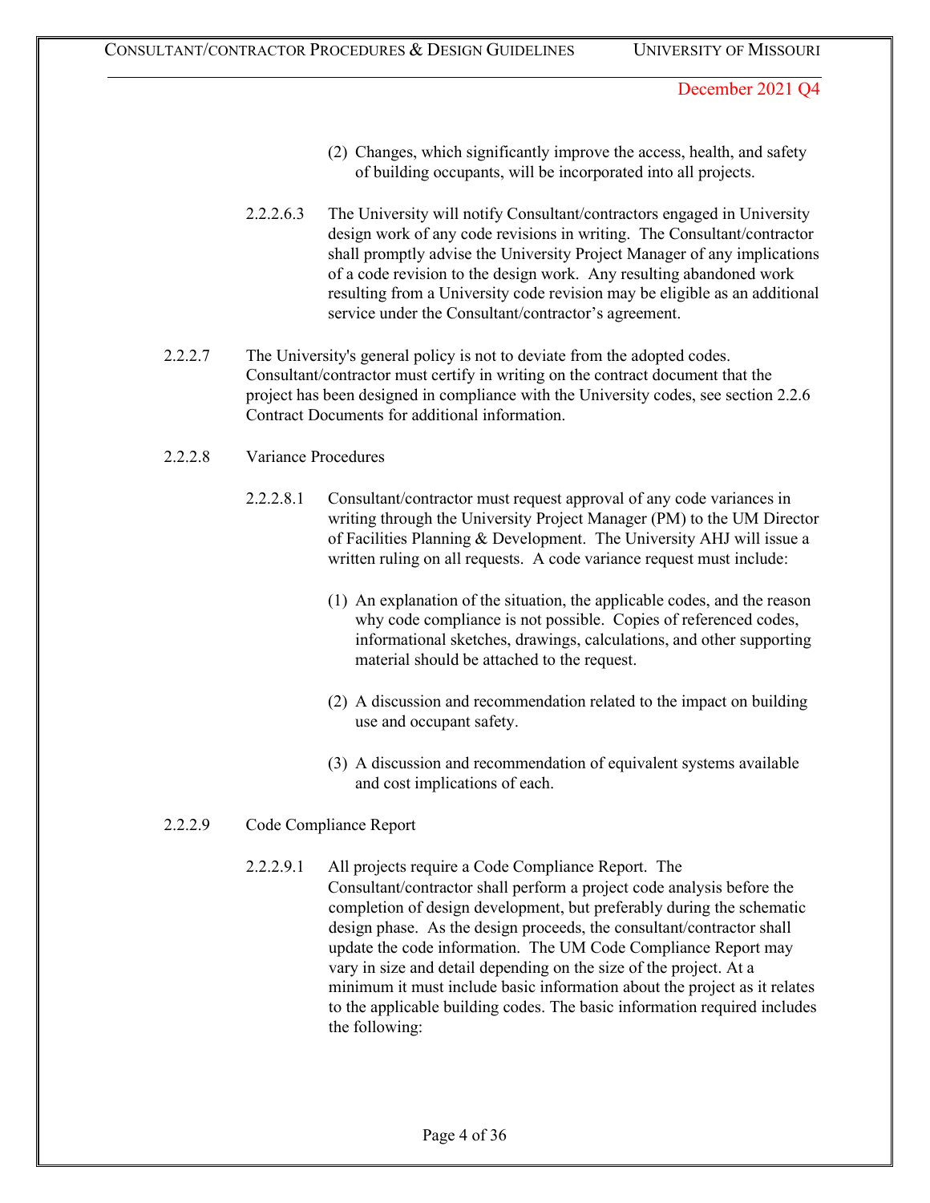(2) Changes, which significantly improve the access, health, and safety of building occupants, will be incorporated into all projects.

2.2.2.6.3 The University will notify Consultant/contractors engaged in University design work of any code revisions in writing. The Consultant/contractor shall promptly advise the University Project Manager of any implications of a code revision to the design work. Any resulting abandoned work resulting from a University code revision may be eligible as an additional service under the Consultant/contractor's agreement.

2.2.2.7 The University's general policy is not to deviate from the adopted codes. Consultant/contractor must certify in writing on the contract document that the project has been designed in compliance with the University codes, see section 2.2.6 Contract Documents for additional information.

2.2.2.8 Variance Procedures

2.2.2.8.1 Consultant/contractor must request approval of any code variances in writing through the University Project Manager (PM) to the UM Director of Facilities Planning & Development. The University AHJ will issue a written ruling on all requests. A code variance request must include:

(1) An explanation of the situation, the applicable codes, and the reason why code compliance is not possible. Copies of referenced codes, informational sketches, drawings, calculations, and other supporting material should be attached to the request.

(2) A discussion and recommendation related to the impact on building use and occupant safety.

(3) A discussion and recommendation of equivalent systems available and cost implications of each.

2.2.2.9 Code Compliance Report

2.2.2.9.1 All projects require a Code Compliance Report. The Consultant/contractor shall perform a project code analysis before the completion of design development, but preferably during the schematic design phase. As the design proceeds, the consultant/contractor shall update the code information. The UM Code Compliance Report may vary in size and detail depending on the size of the project. At a minimum it must include basic information about the project as it relates to the applicable building codes. The basic information required includes the following: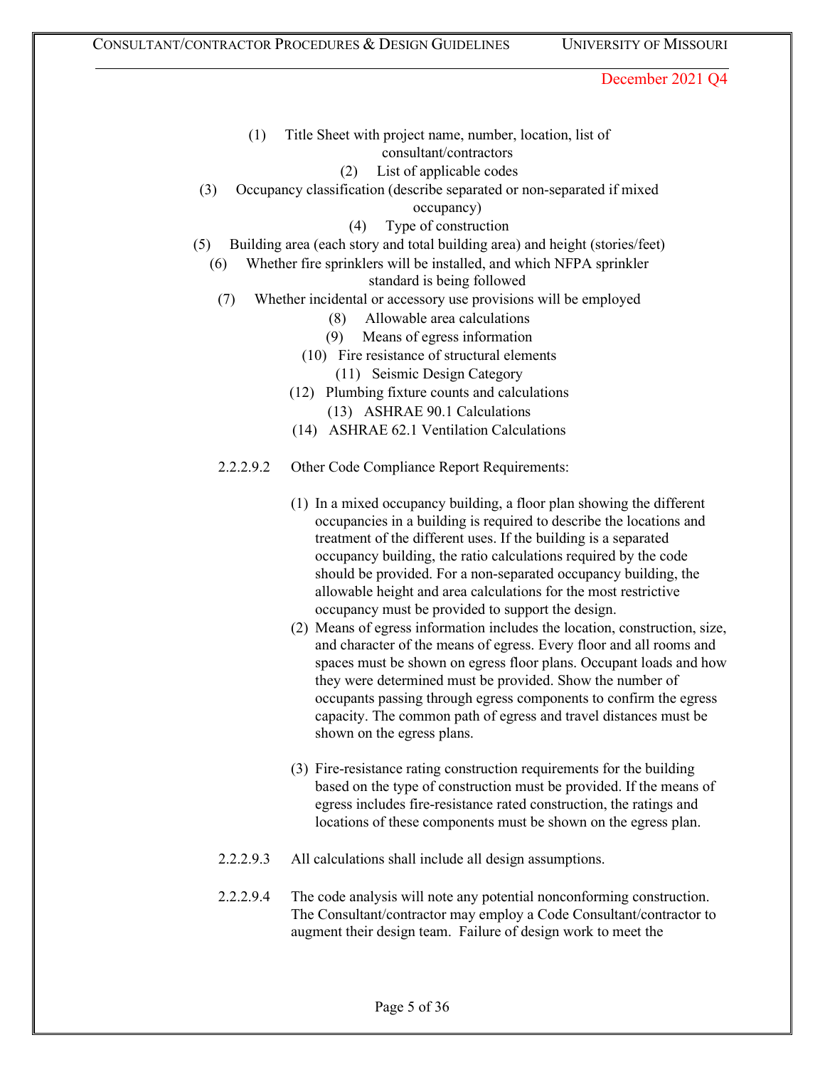(1) Title Sheet with project name, number, location, list of consultant/contractors
(2) List of applicable codes
(3) Occupancy classification (describe separated or non-separated if mixed occupancy)
(4) Type of construction
(5) Building area (each story and total building area) and height (stories/feet)
(6) Whether fire sprinklers will be installed, and which NFPA sprinkler standard is being followed
(7) Whether incidental or accessory use provisions will be employed
(8) Allowable area calculations
(9) Means of egress information
(10) Fire resistance of structural elements
(11) Seismic Design Category
(12) Plumbing fixture counts and calculations
(13) ASHRAE 90.1 Calculations
(14) ASHRAE 62.1 Ventilation Calculations

2.2.2.9.2 Other Code Compliance Report Requirements:

(1) In a mixed occupancy building, a floor plan showing the different occupancies in a building is required to describe the locations and treatment of the different uses. If the building is a separated occupancy building, the ratio calculations required by the code should be provided. For a non-separated occupancy building, the allowable height and area calculations for the most restrictive occupancy must be provided to support the design.

(2) Means of egress information includes the location, construction, size, and character of the means of egress. Every floor and all rooms and spaces must be shown on egress floor plans. Occupant loads and how they were determined must be provided. Show the number of occupants passing through egress components to confirm the egress capacity. The common path of egress and travel distances must be shown on the egress plans.

(3) Fire-resistance rating construction requirements for the building based on the type of construction must be provided. If the means of egress includes fire-resistance rated construction, the ratings and locations of these components must be shown on the egress plan.

2.2.2.9.3 All calculations shall include all design assumptions.

2.2.2.9.4 The code analysis will note any potential nonconforming construction. The Consultant/contractor may employ a Code Consultant/contractor to augment their design team. Failure of design work to meet the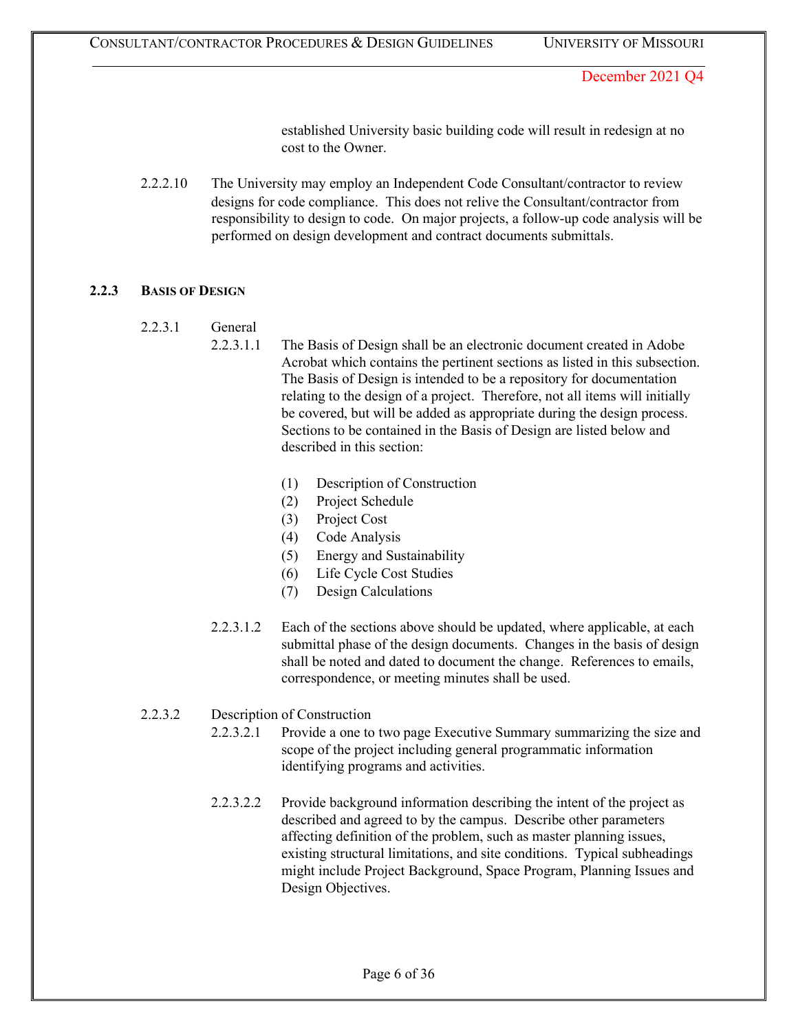established University basic building code will result in redesign at no cost to the Owner.

2.2.2.10 The University may employ an Independent Code Consultant/contractor to review designs for code compliance. This does not relive the Consultant/contractor from responsibility to design to code. On major projects, a follow-up code analysis will be performed on design development and contract documents submittals.

### 2.2.3 BASIS OF DESIGN

2.2.3.1 General

2.2.3.1.1 The Basis of Design shall be an electronic document created in Adobe Acrobat which contains the pertinent sections as listed in this subsection. The Basis of Design is intended to be a repository for documentation relating to the design of a project. Therefore, not all items will initially be covered, but will be added as appropriate during the design process. Sections to be contained in the Basis of Design are listed below and described in this section:

(1) Description of Construction
(2) Project Schedule
(3) Project Cost
(4) Code Analysis
(5) Energy and Sustainability
(6) Life Cycle Cost Studies
(7) Design Calculations

2.2.3.1.2 Each of the sections above should be updated, where applicable, at each submittal phase of the design documents. Changes in the basis of design shall be noted and dated to document the change. References to emails, correspondence, or meeting minutes shall be used.

2.2.3.2 Description of Construction

2.2.3.2.1 Provide a one to two page Executive Summary summarizing the size and scope of the project including general programmatic information identifying programs and activities.

2.2.3.2.2 Provide background information describing the intent of the project as described and agreed to by the campus. Describe other parameters affecting definition of the problem, such as master planning issues, existing structural limitations, and site conditions. Typical subheadings might include Project Background, Space Program, Planning Issues and Design Objectives.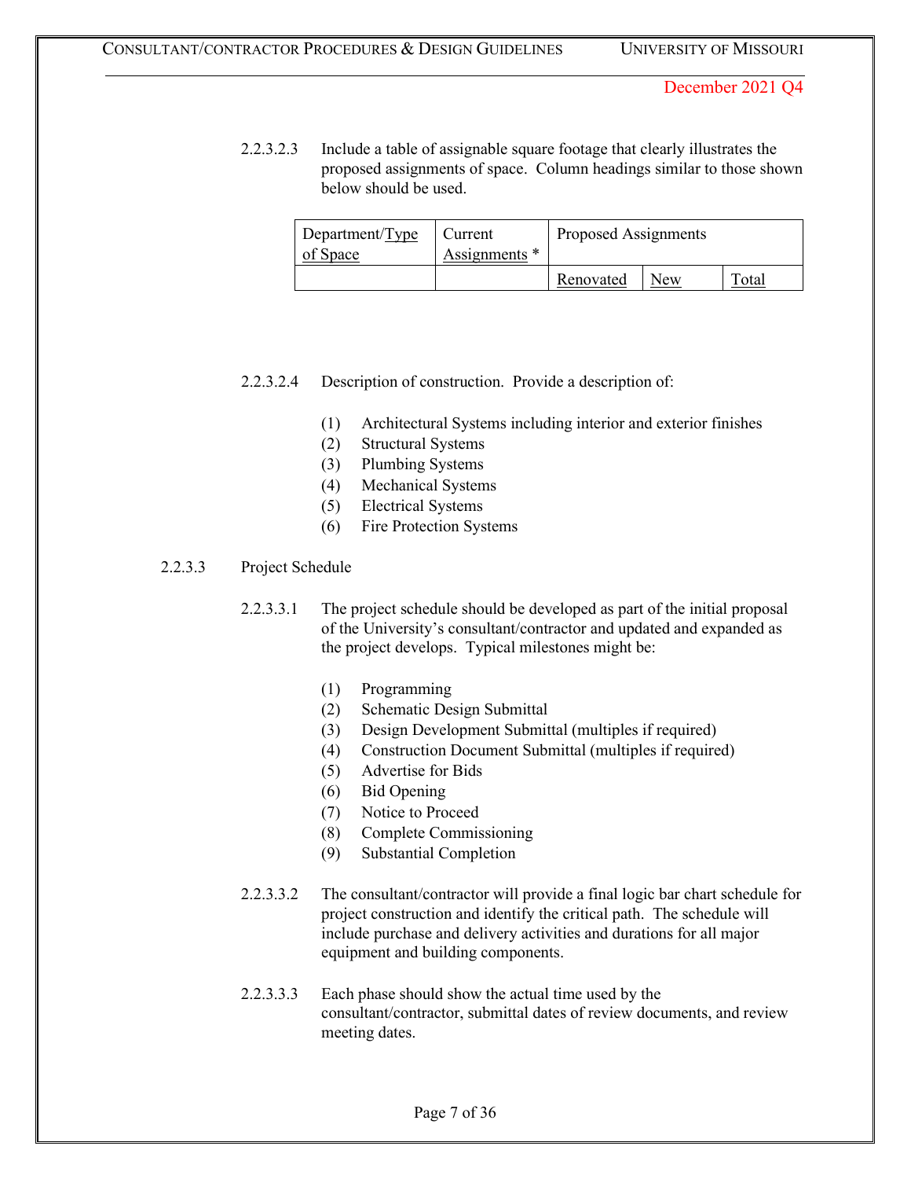2.2.3.2.3 Include a table of assignable square footage that clearly illustrates the proposed assignments of space. Column headings similar to those shown below should be used.

| Department/Type of Space | Current Assignments * | Proposed Assignments | | |
|---|---|---|---|---|
| | | Renovated | New | Total |

2.2.3.2.4 Description of construction. Provide a description of:

(1) Architectural Systems including interior and exterior finishes
(2) Structural Systems
(3) Plumbing Systems
(4) Mechanical Systems
(5) Electrical Systems
(6) Fire Protection Systems

2.2.3.3 Project Schedule

2.2.3.3.1 The project schedule should be developed as part of the initial proposal of the University's consultant/contractor and updated and expanded as the project develops. Typical milestones might be:

(1) Programming
(2) Schematic Design Submittal
(3) Design Development Submittal (multiples if required)
(4) Construction Document Submittal (multiples if required)
(5) Advertise for Bids
(6) Bid Opening
(7) Notice to Proceed
(8) Complete Commissioning
(9) Substantial Completion

2.2.3.3.2 The consultant/contractor will provide a final logic bar chart schedule for project construction and identify the critical path. The schedule will include purchase and delivery activities and durations for all major equipment and building components.

2.2.3.3.3 Each phase should show the actual time used by the consultant/contractor, submittal dates of review documents, and review meeting dates.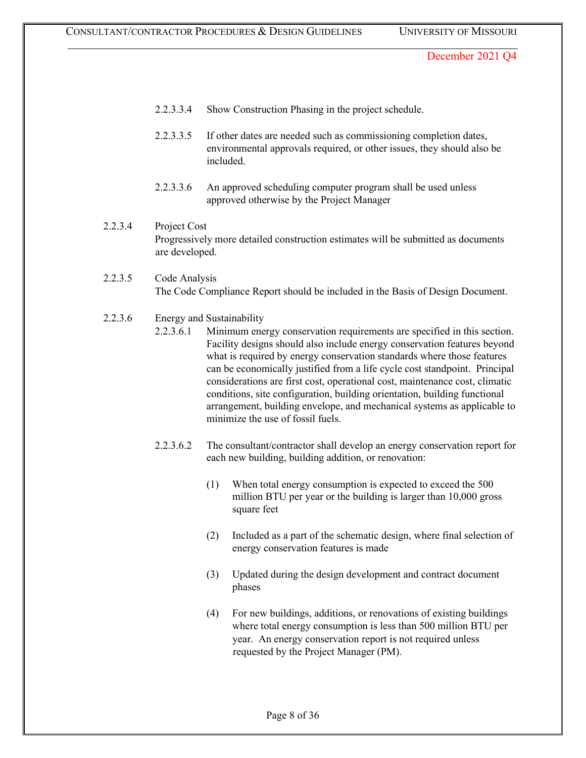2.2.3.3.4 Show Construction Phasing in the project schedule.

2.2.3.3.5 If other dates are needed such as commissioning completion dates, environmental approvals required, or other issues, they should also be included.

2.2.3.3.6 An approved scheduling computer program shall be used unless approved otherwise by the Project Manager

2.2.3.4 Project Cost
Progressively more detailed construction estimates will be submitted as documents are developed.

2.2.3.5 Code Analysis
The Code Compliance Report should be included in the Basis of Design Document.

2.2.3.6 Energy and Sustainability

2.2.3.6.1 Minimum energy conservation requirements are specified in this section. Facility designs should also include energy conservation features beyond what is required by energy conservation standards where those features can be economically justified from a life cycle cost standpoint. Principal considerations are first cost, operational cost, maintenance cost, climatic conditions, site configuration, building orientation, building functional arrangement, building envelope, and mechanical systems as applicable to minimize the use of fossil fuels.

2.2.3.6.2 The consultant/contractor shall develop an energy conservation report for each new building, building addition, or renovation:

(1) When total energy consumption is expected to exceed the 500 million BTU per year or the building is larger than 10,000 gross square feet

(2) Included as a part of the schematic design, where final selection of energy conservation features is made

(3) Updated during the design development and contract document phases

(4) For new buildings, additions, or renovations of existing buildings where total energy consumption is less than 500 million BTU per year. An energy conservation report is not required unless requested by the Project Manager (PM).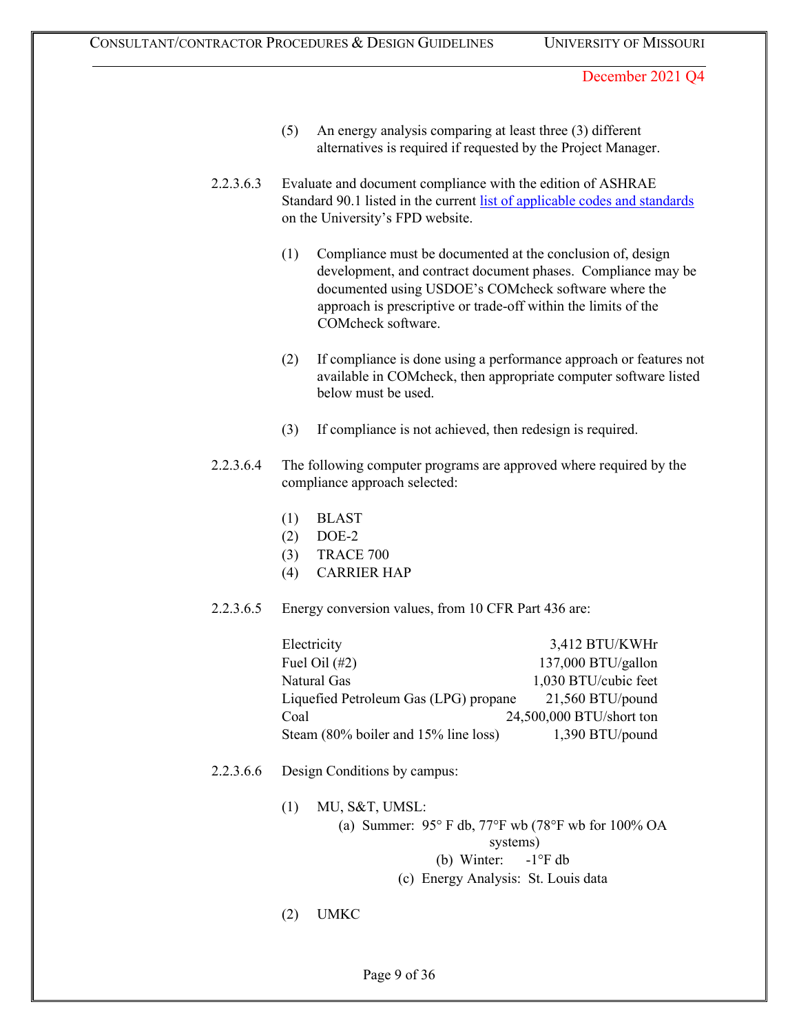December 2021 Q4

(5) An energy analysis comparing at least three (3) different alternatives is required if requested by the Project Manager.

2.2.3.6.3 Evaluate and document compliance with the edition of ASHRAE Standard 90.1 listed in the current list of applicable codes and standards on the University's FPD website.

(1) Compliance must be documented at the conclusion of, design development, and contract document phases. Compliance may be documented using USDOE's COMcheck software where the approach is prescriptive or trade-off within the limits of the COMcheck software.

(2) If compliance is done using a performance approach or features not available in COMcheck, then appropriate computer software listed below must be used.

(3) If compliance is not achieved, then redesign is required.

2.2.3.6.4 The following computer programs are approved where required by the compliance approach selected:

(1) BLAST
(2) DOE-2
(3) TRACE 700
(4) CARRIER HAP

2.2.3.6.5 Energy conversion values, from 10 CFR Part 436 are:

| | |
|---|---|
| Electricity | 3,412 BTU/KWHr |
| Fuel Oil (#2) | 137,000 BTU/gallon |
| Natural Gas | 1,030 BTU/cubic feet |
| Liquefied Petroleum Gas (LPG) propane | 21,560 BTU/pound |
| Coal | 24,500,000 BTU/short ton |
| Steam (80% boiler and 15% line loss) | 1,390 BTU/pound |

2.2.3.6.6 Design Conditions by campus:

(1) MU, S&T, UMSL:

(a) Summer: 95° F db, 77°F wb (78°F wb for 100% OA systems)

(b) Winter: -1°F db

(c) Energy Analysis: St. Louis data

(2) UMKC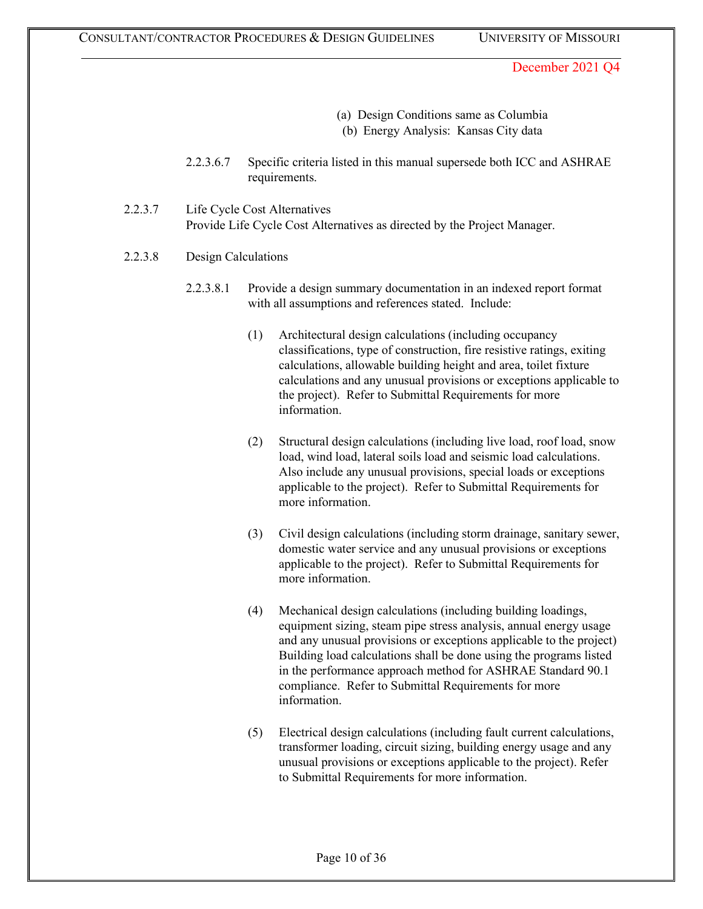(a) Design Conditions same as Columbia
(b) Energy Analysis: Kansas City data

2.2.3.6.7 Specific criteria listed in this manual supersede both ICC and ASHRAE requirements.

2.2.3.7 Life Cycle Cost Alternatives
Provide Life Cycle Cost Alternatives as directed by the Project Manager.

2.2.3.8 Design Calculations

2.2.3.8.1 Provide a design summary documentation in an indexed report format with all assumptions and references stated. Include:

(1) Architectural design calculations (including occupancy classifications, type of construction, fire resistive ratings, exiting calculations, allowable building height and area, toilet fixture calculations and any unusual provisions or exceptions applicable to the project). Refer to Submittal Requirements for more information.

(2) Structural design calculations (including live load, roof load, snow load, wind load, lateral soils load and seismic load calculations. Also include any unusual provisions, special loads or exceptions applicable to the project). Refer to Submittal Requirements for more information.

(3) Civil design calculations (including storm drainage, sanitary sewer, domestic water service and any unusual provisions or exceptions applicable to the project). Refer to Submittal Requirements for more information.

(4) Mechanical design calculations (including building loadings, equipment sizing, steam pipe stress analysis, annual energy usage and any unusual provisions or exceptions applicable to the project) Building load calculations shall be done using the programs listed in the performance approach method for ASHRAE Standard 90.1 compliance. Refer to Submittal Requirements for more information.

(5) Electrical design calculations (including fault current calculations, transformer loading, circuit sizing, building energy usage and any unusual provisions or exceptions applicable to the project). Refer to Submittal Requirements for more information.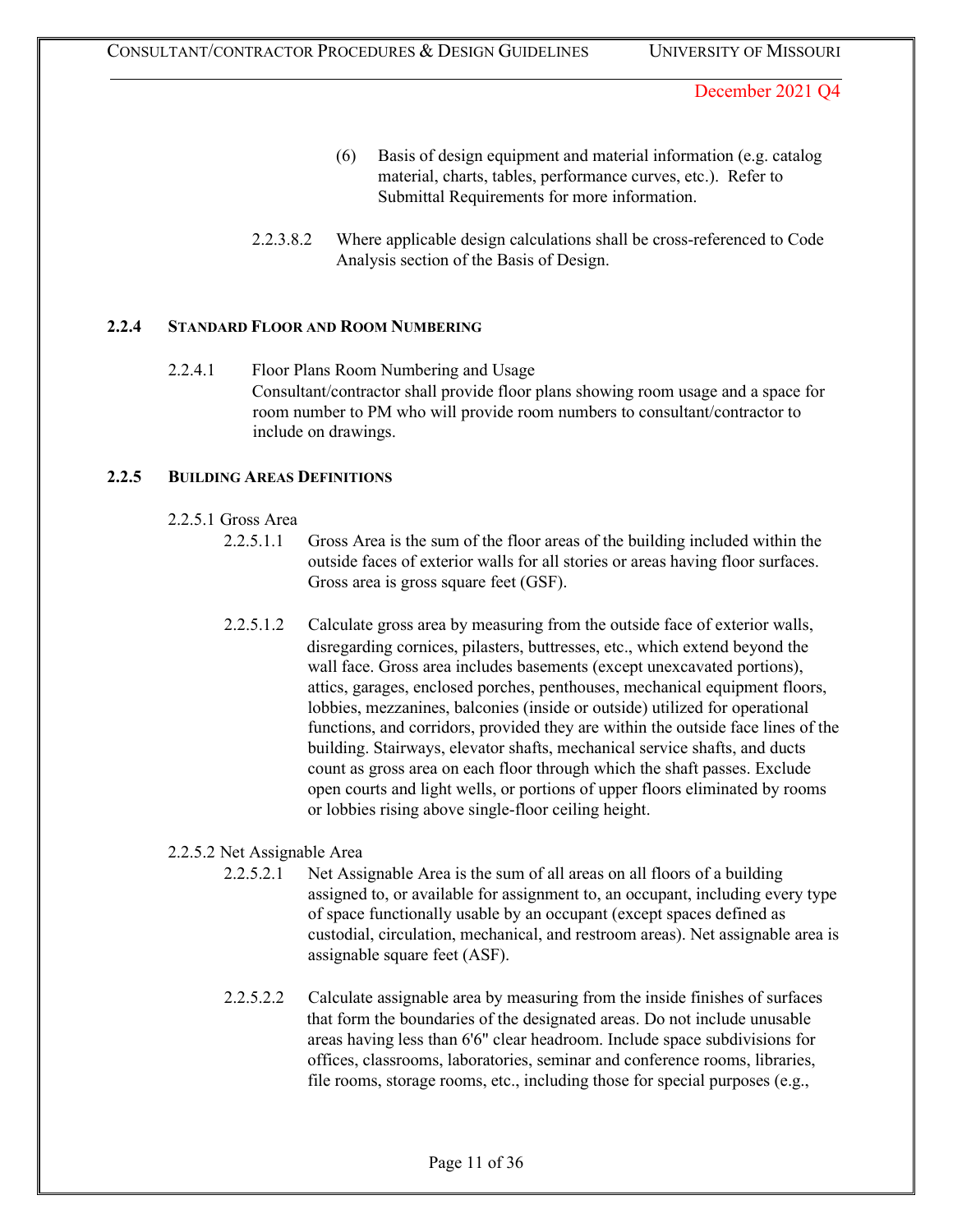(6) Basis of design equipment and material information (e.g. catalog material, charts, tables, performance curves, etc.). Refer to Submittal Requirements for more information.

2.2.3.8.2 Where applicable design calculations shall be cross-referenced to Code Analysis section of the Basis of Design.

### 2.2.4 STANDARD FLOOR AND ROOM NUMBERING

2.2.4.1 Floor Plans Room Numbering and Usage
Consultant/contractor shall provide floor plans showing room usage and a space for room number to PM who will provide room numbers to consultant/contractor to include on drawings.

### 2.2.5 BUILDING AREAS DEFINITIONS

2.2.5.1 Gross Area

2.2.5.1.1 Gross Area is the sum of the floor areas of the building included within the outside faces of exterior walls for all stories or areas having floor surfaces. Gross area is gross square feet (GSF).

2.2.5.1.2 Calculate gross area by measuring from the outside face of exterior walls, disregarding cornices, pilasters, buttresses, etc., which extend beyond the wall face. Gross area includes basements (except unexcavated portions), attics, garages, enclosed porches, penthouses, mechanical equipment floors, lobbies, mezzanines, balconies (inside or outside) utilized for operational functions, and corridors, provided they are within the outside face lines of the building. Stairways, elevator shafts, mechanical service shafts, and ducts count as gross area on each floor through which the shaft passes. Exclude open courts and light wells, or portions of upper floors eliminated by rooms or lobbies rising above single-floor ceiling height.

2.2.5.2 Net Assignable Area

2.2.5.2.1 Net Assignable Area is the sum of all areas on all floors of a building assigned to, or available for assignment to, an occupant, including every type of space functionally usable by an occupant (except spaces defined as custodial, circulation, mechanical, and restroom areas). Net assignable area is assignable square feet (ASF).

2.2.5.2.2 Calculate assignable area by measuring from the inside finishes of surfaces that form the boundaries of the designated areas. Do not include unusable areas having less than 6'6" clear headroom. Include space subdivisions for offices, classrooms, laboratories, seminar and conference rooms, libraries, file rooms, storage rooms, etc., including those for special purposes (e.g.,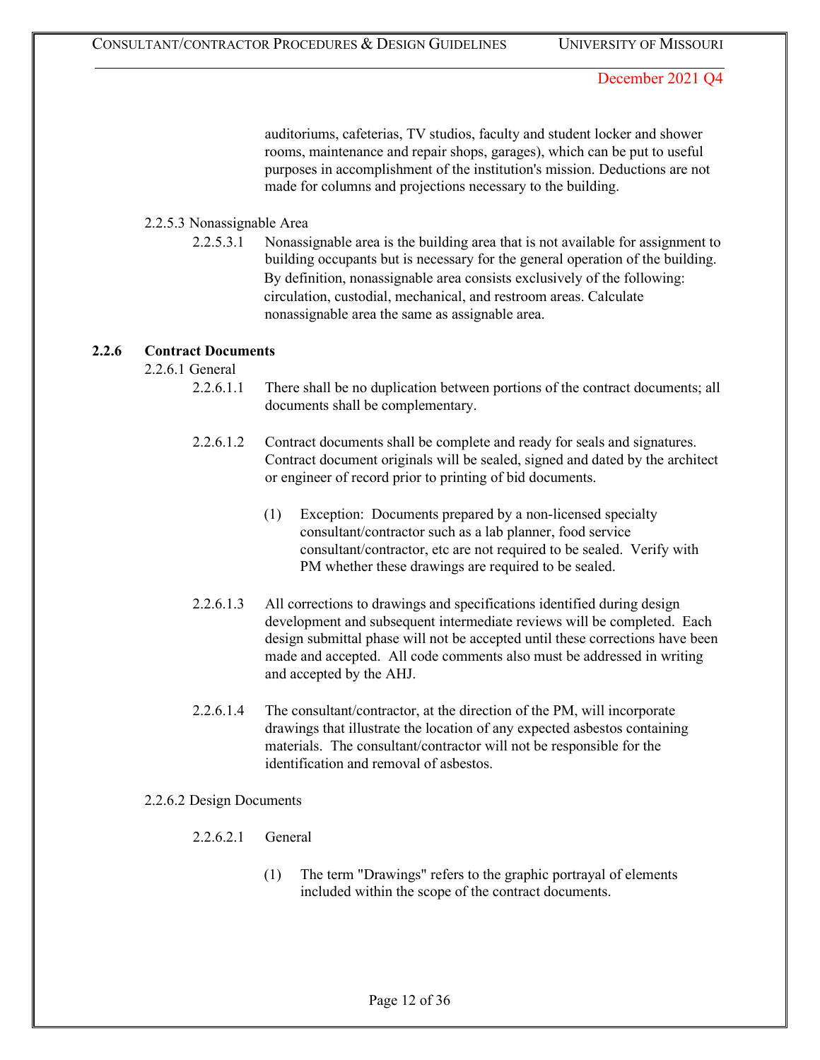auditoriums, cafeterias, TV studios, faculty and student locker and shower rooms, maintenance and repair shops, garages), which can be put to useful purposes in accomplishment of the institution's mission. Deductions are not made for columns and projections necessary to the building.

2.2.5.3 Nonassignable Area

2.2.5.3.1 Nonassignable area is the building area that is not available for assignment to building occupants but is necessary for the general operation of the building. By definition, nonassignable area consists exclusively of the following: circulation, custodial, mechanical, and restroom areas. Calculate nonassignable area the same as assignable area.

### 2.2.6 Contract Documents

2.2.6.1 General

2.2.6.1.1 There shall be no duplication between portions of the contract documents; all documents shall be complementary.

2.2.6.1.2 Contract documents shall be complete and ready for seals and signatures. Contract document originals will be sealed, signed and dated by the architect or engineer of record prior to printing of bid documents.

(1) Exception: Documents prepared by a non-licensed specialty consultant/contractor such as a lab planner, food service consultant/contractor, etc are not required to be sealed. Verify with PM whether these drawings are required to be sealed.

2.2.6.1.3 All corrections to drawings and specifications identified during design development and subsequent intermediate reviews will be completed. Each design submittal phase will not be accepted until these corrections have been made and accepted. All code comments also must be addressed in writing and accepted by the AHJ.

2.2.6.1.4 The consultant/contractor, at the direction of the PM, will incorporate drawings that illustrate the location of any expected asbestos containing materials. The consultant/contractor will not be responsible for the identification and removal of asbestos.

2.2.6.2 Design Documents

2.2.6.2.1 General

(1) The term "Drawings" refers to the graphic portrayal of elements included within the scope of the contract documents.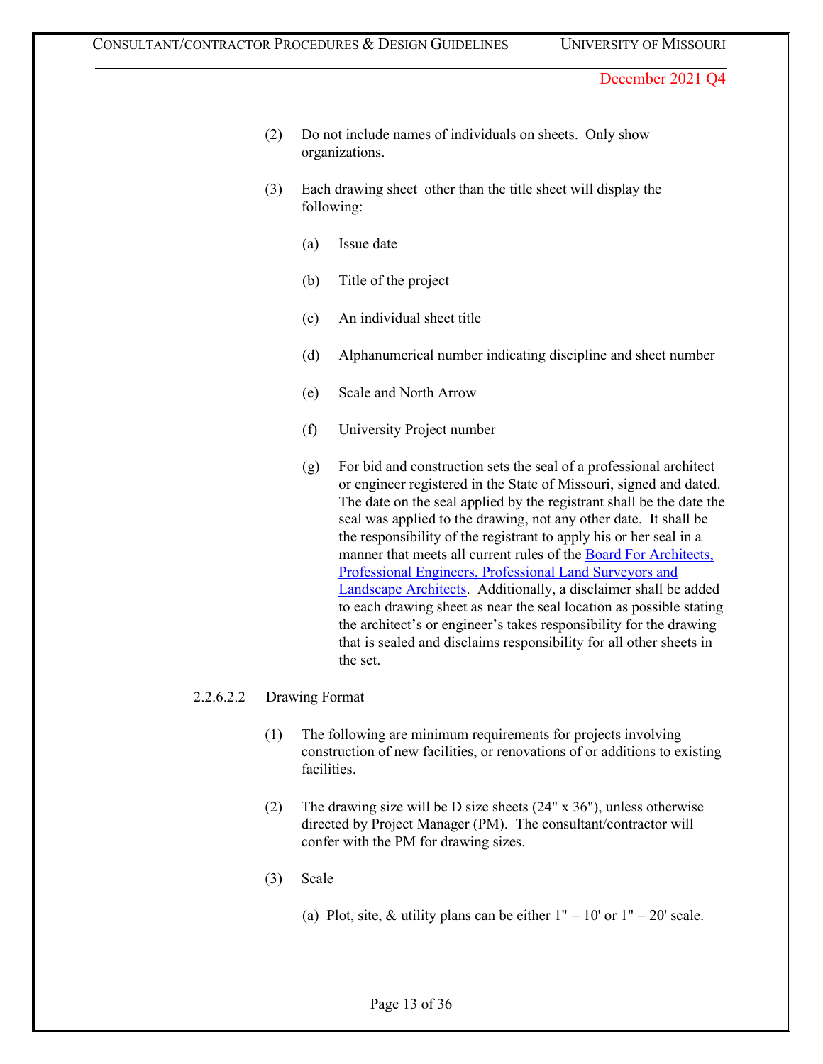December 2021 Q4

(2) Do not include names of individuals on sheets. Only show organizations.

(3) Each drawing sheet other than the title sheet will display the following:

(a) Issue date

(b) Title of the project

(c) An individual sheet title

(d) Alphanumerical number indicating discipline and sheet number

(e) Scale and North Arrow

(f) University Project number

(g) For bid and construction sets the seal of a professional architect or engineer registered in the State of Missouri, signed and dated. The date on the seal applied by the registrant shall be the date the seal was applied to the drawing, not any other date. It shall be the responsibility of the registrant to apply his or her seal in a manner that meets all current rules of the Board For Architects, Professional Engineers, Professional Land Surveyors and Landscape Architects. Additionally, a disclaimer shall be added to each drawing sheet as near the seal location as possible stating the architect's or engineer's takes responsibility for the drawing that is sealed and disclaims responsibility for all other sheets in the set.

2.2.6.2.2 Drawing Format

(1) The following are minimum requirements for projects involving construction of new facilities, or renovations of or additions to existing facilities.

(2) The drawing size will be D size sheets (24" x 36"), unless otherwise directed by Project Manager (PM). The consultant/contractor will confer with the PM for drawing sizes.

(3) Scale

(a) Plot, site, & utility plans can be either 1" = 10' or 1" = 20' scale.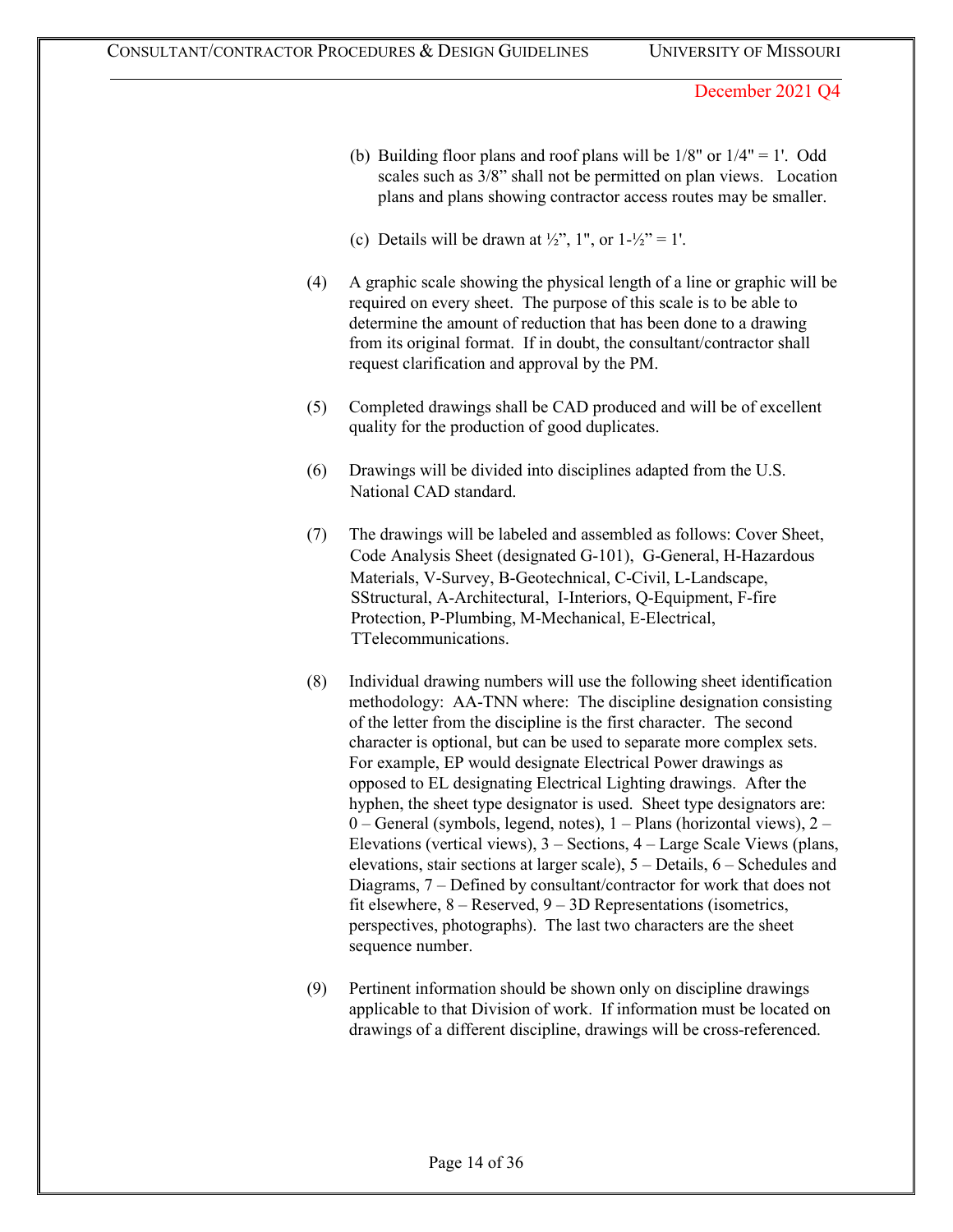(b) Building floor plans and roof plans will be 1/8" or 1/4" = 1'. Odd scales such as 3/8" shall not be permitted on plan views. Location plans and plans showing contractor access routes may be smaller.

(c) Details will be drawn at ½", 1", or 1-½" = 1'.

(4) A graphic scale showing the physical length of a line or graphic will be required on every sheet. The purpose of this scale is to be able to determine the amount of reduction that has been done to a drawing from its original format. If in doubt, the consultant/contractor shall request clarification and approval by the PM.

(5) Completed drawings shall be CAD produced and will be of excellent quality for the production of good duplicates.

(6) Drawings will be divided into disciplines adapted from the U.S. National CAD standard.

(7) The drawings will be labeled and assembled as follows: Cover Sheet, Code Analysis Sheet (designated G-101), G-General, H-Hazardous Materials, V-Survey, B-Geotechnical, C-Civil, L-Landscape, SStructural, A-Architectural, I-Interiors, Q-Equipment, F-fire Protection, P-Plumbing, M-Mechanical, E-Electrical, TTelecommunications.

(8) Individual drawing numbers will use the following sheet identification methodology: AA-TNN where: The discipline designation consisting of the letter from the discipline is the first character. The second character is optional, but can be used to separate more complex sets. For example, EP would designate Electrical Power drawings as opposed to EL designating Electrical Lighting drawings. After the hyphen, the sheet type designator is used. Sheet type designators are: 0 – General (symbols, legend, notes), 1 – Plans (horizontal views), 2 – Elevations (vertical views), 3 – Sections, 4 – Large Scale Views (plans, elevations, stair sections at larger scale), 5 – Details, 6 – Schedules and Diagrams, 7 – Defined by consultant/contractor for work that does not fit elsewhere, 8 – Reserved, 9 – 3D Representations (isometrics, perspectives, photographs). The last two characters are the sheet sequence number.

(9) Pertinent information should be shown only on discipline drawings applicable to that Division of work. If information must be located on drawings of a different discipline, drawings will be cross-referenced.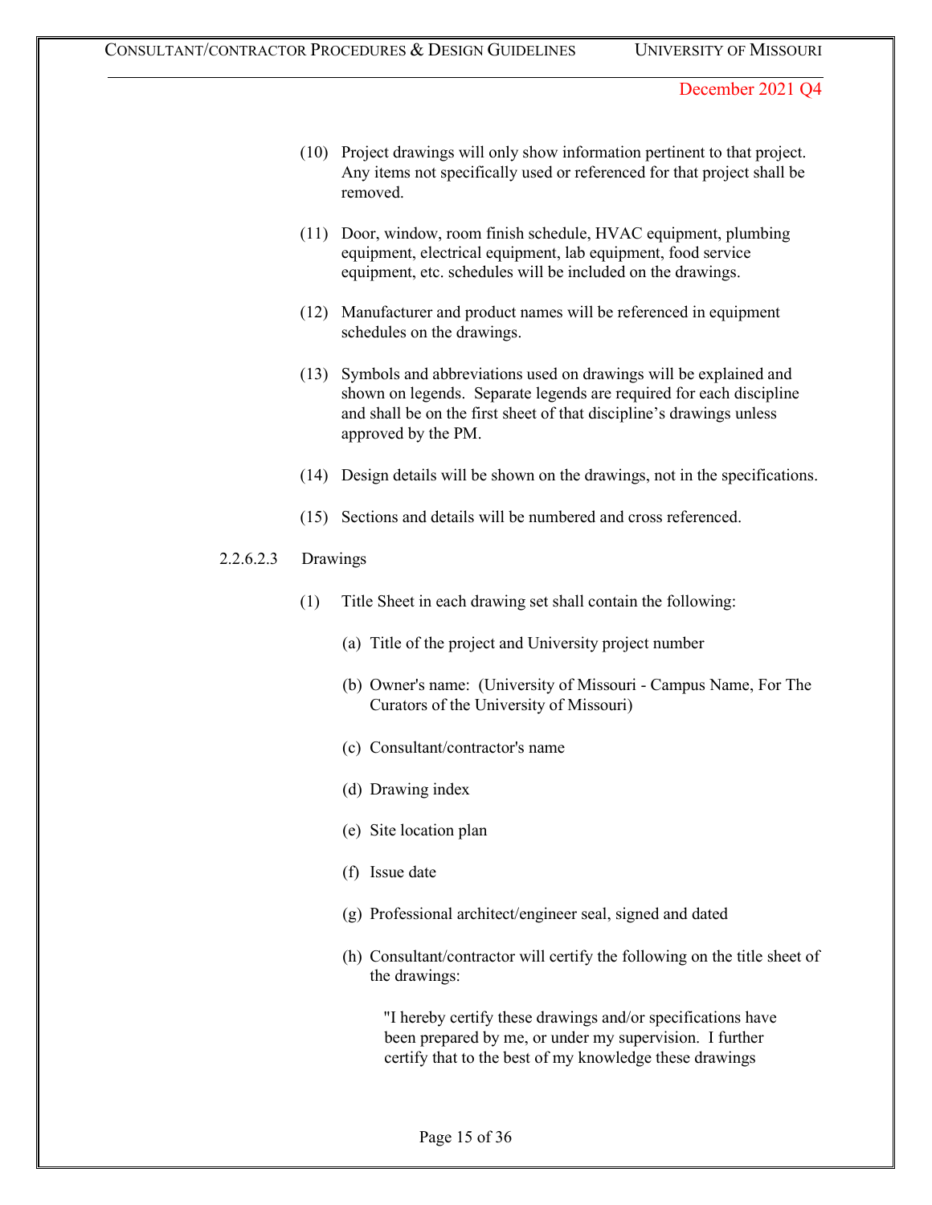(10) Project drawings will only show information pertinent to that project. Any items not specifically used or referenced for that project shall be removed.

(11) Door, window, room finish schedule, HVAC equipment, plumbing equipment, electrical equipment, lab equipment, food service equipment, etc. schedules will be included on the drawings.

(12) Manufacturer and product names will be referenced in equipment schedules on the drawings.

(13) Symbols and abbreviations used on drawings will be explained and shown on legends. Separate legends are required for each discipline and shall be on the first sheet of that discipline's drawings unless approved by the PM.

(14) Design details will be shown on the drawings, not in the specifications.

(15) Sections and details will be numbered and cross referenced.

2.2.6.2.3 Drawings

(1) Title Sheet in each drawing set shall contain the following:

(a) Title of the project and University project number

(b) Owner's name: (University of Missouri - Campus Name, For The Curators of the University of Missouri)

(c) Consultant/contractor's name

(d) Drawing index

(e) Site location plan

(f) Issue date

(g) Professional architect/engineer seal, signed and dated

(h) Consultant/contractor will certify the following on the title sheet of the drawings:

"I hereby certify these drawings and/or specifications have been prepared by me, or under my supervision. I further certify that to the best of my knowledge these drawings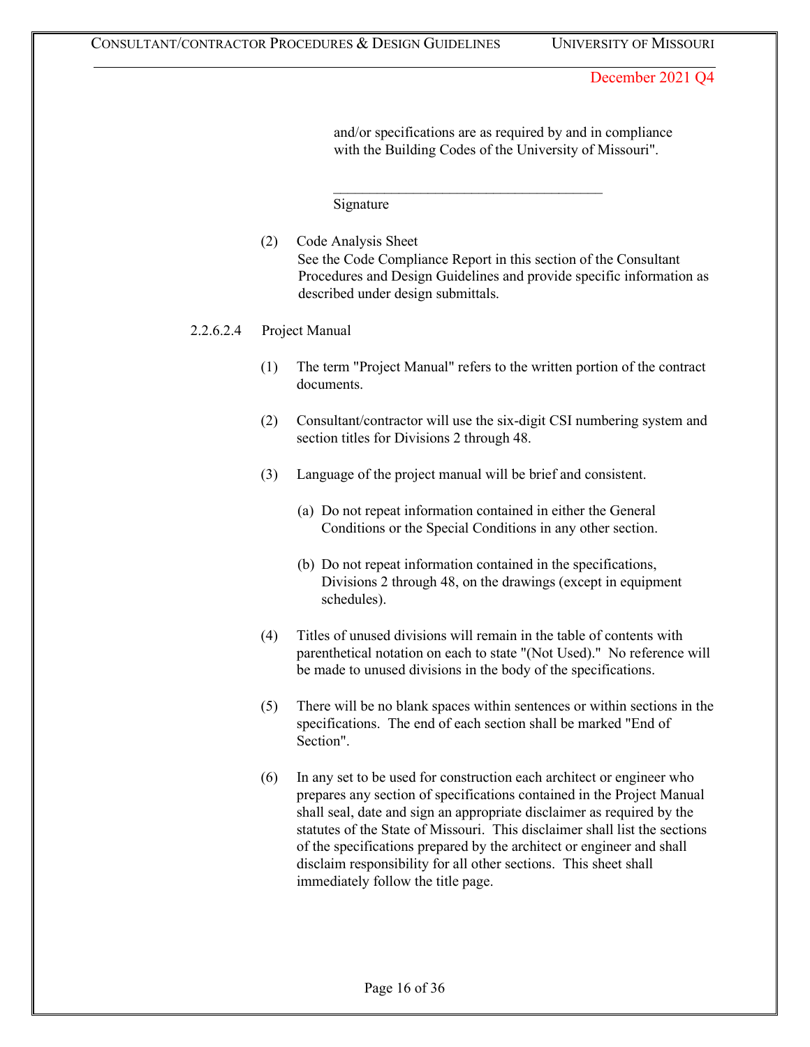and/or specifications are as required by and in compliance with the Building Codes of the University of Missouri".

_____________________________________

Signature

(2) Code Analysis Sheet
See the Code Compliance Report in this section of the Consultant Procedures and Design Guidelines and provide specific information as described under design submittals.

2.2.6.2.4 Project Manual

(1) The term "Project Manual" refers to the written portion of the contract documents.

(2) Consultant/contractor will use the six-digit CSI numbering system and section titles for Divisions 2 through 48.

(3) Language of the project manual will be brief and consistent.

(a) Do not repeat information contained in either the General Conditions or the Special Conditions in any other section.

(b) Do not repeat information contained in the specifications, Divisions 2 through 48, on the drawings (except in equipment schedules).

(4) Titles of unused divisions will remain in the table of contents with parenthetical notation on each to state "(Not Used)." No reference will be made to unused divisions in the body of the specifications.

(5) There will be no blank spaces within sentences or within sections in the specifications. The end of each section shall be marked "End of Section".

(6) In any set to be used for construction each architect or engineer who prepares any section of specifications contained in the Project Manual shall seal, date and sign an appropriate disclaimer as required by the statutes of the State of Missouri. This disclaimer shall list the sections of the specifications prepared by the architect or engineer and shall disclaim responsibility for all other sections. This sheet shall immediately follow the title page.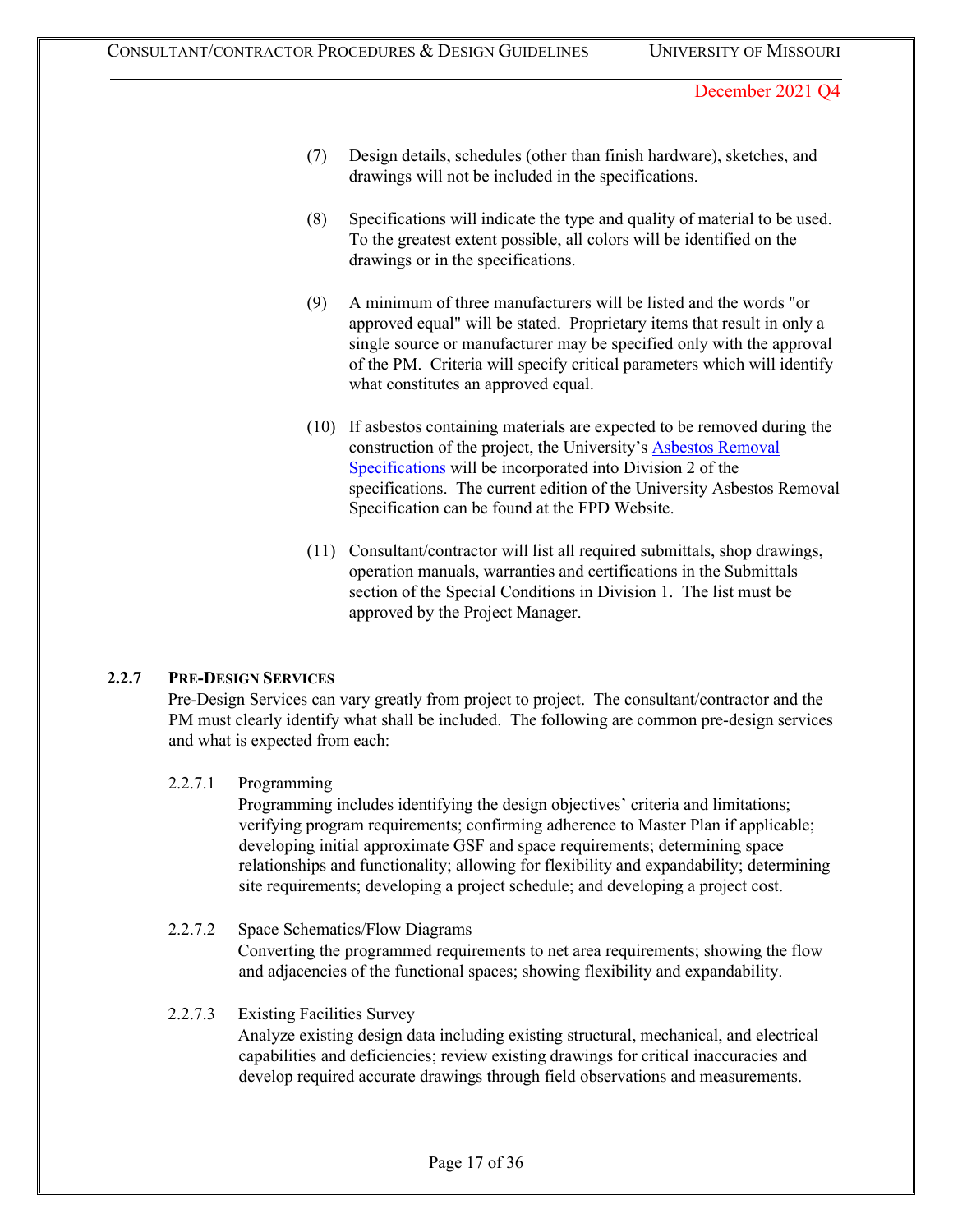(7) Design details, schedules (other than finish hardware), sketches, and drawings will not be included in the specifications.

(8) Specifications will indicate the type and quality of material to be used. To the greatest extent possible, all colors will be identified on the drawings or in the specifications.

(9) A minimum of three manufacturers will be listed and the words "or approved equal" will be stated. Proprietary items that result in only a single source or manufacturer may be specified only with the approval of the PM. Criteria will specify critical parameters which will identify what constitutes an approved equal.

(10) If asbestos containing materials are expected to be removed during the construction of the project, the University's Asbestos Removal Specifications will be incorporated into Division 2 of the specifications. The current edition of the University Asbestos Removal Specification can be found at the FPD Website.

(11) Consultant/contractor will list all required submittals, shop drawings, operation manuals, warranties and certifications in the Submittals section of the Special Conditions in Division 1. The list must be approved by the Project Manager.

### 2.2.7 PRE-DESIGN SERVICES

Pre-Design Services can vary greatly from project to project. The consultant/contractor and the PM must clearly identify what shall be included. The following are common pre-design services and what is expected from each:

2.2.7.1 Programming

Programming includes identifying the design objectives' criteria and limitations; verifying program requirements; confirming adherence to Master Plan if applicable; developing initial approximate GSF and space requirements; determining space relationships and functionality; allowing for flexibility and expandability; determining site requirements; developing a project schedule; and developing a project cost.

2.2.7.2 Space Schematics/Flow Diagrams

Converting the programmed requirements to net area requirements; showing the flow and adjacencies of the functional spaces; showing flexibility and expandability.

2.2.7.3 Existing Facilities Survey

Analyze existing design data including existing structural, mechanical, and electrical capabilities and deficiencies; review existing drawings for critical inaccuracies and develop required accurate drawings through field observations and measurements.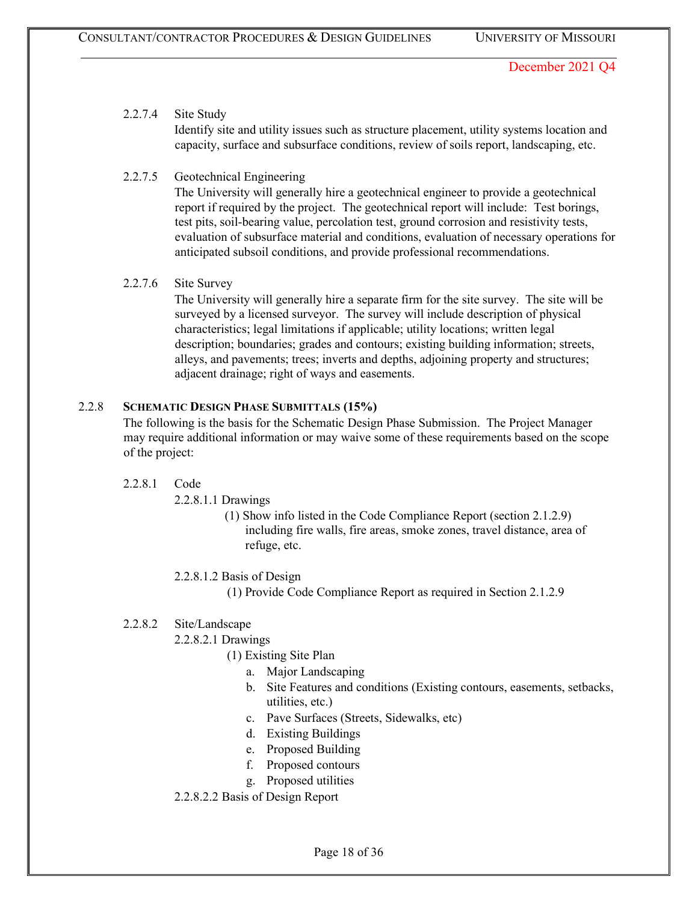2.2.7.4 Site Study

Identify site and utility issues such as structure placement, utility systems location and capacity, surface and subsurface conditions, review of soils report, landscaping, etc.

2.2.7.5 Geotechnical Engineering

The University will generally hire a geotechnical engineer to provide a geotechnical report if required by the project. The geotechnical report will include: Test borings, test pits, soil-bearing value, percolation test, ground corrosion and resistivity tests, evaluation of subsurface material and conditions, evaluation of necessary operations for anticipated subsoil conditions, and provide professional recommendations.

2.2.7.6 Site Survey

The University will generally hire a separate firm for the site survey. The site will be surveyed by a licensed surveyor. The survey will include description of physical characteristics; legal limitations if applicable; utility locations; written legal description; boundaries; grades and contours; existing building information; streets, alleys, and pavements; trees; inverts and depths, adjoining property and structures; adjacent drainage; right of ways and easements.

## 2.2.8 SCHEMATIC DESIGN PHASE SUBMITTALS (15%)

The following is the basis for the Schematic Design Phase Submission. The Project Manager may require additional information or may waive some of these requirements based on the scope of the project:

2.2.8.1 Code

2.2.8.1.1 Drawings

(1) Show info listed in the Code Compliance Report (section 2.1.2.9) including fire walls, fire areas, smoke zones, travel distance, area of refuge, etc.

2.2.8.1.2 Basis of Design

(1) Provide Code Compliance Report as required in Section 2.1.2.9

2.2.8.2 Site/Landscape

2.2.8.2.1 Drawings

(1) Existing Site Plan

a. Major Landscaping
b. Site Features and conditions (Existing contours, easements, setbacks, utilities, etc.)
c. Pave Surfaces (Streets, Sidewalks, etc)
d. Existing Buildings
e. Proposed Building
f. Proposed contours
g. Proposed utilities

2.2.8.2.2 Basis of Design Report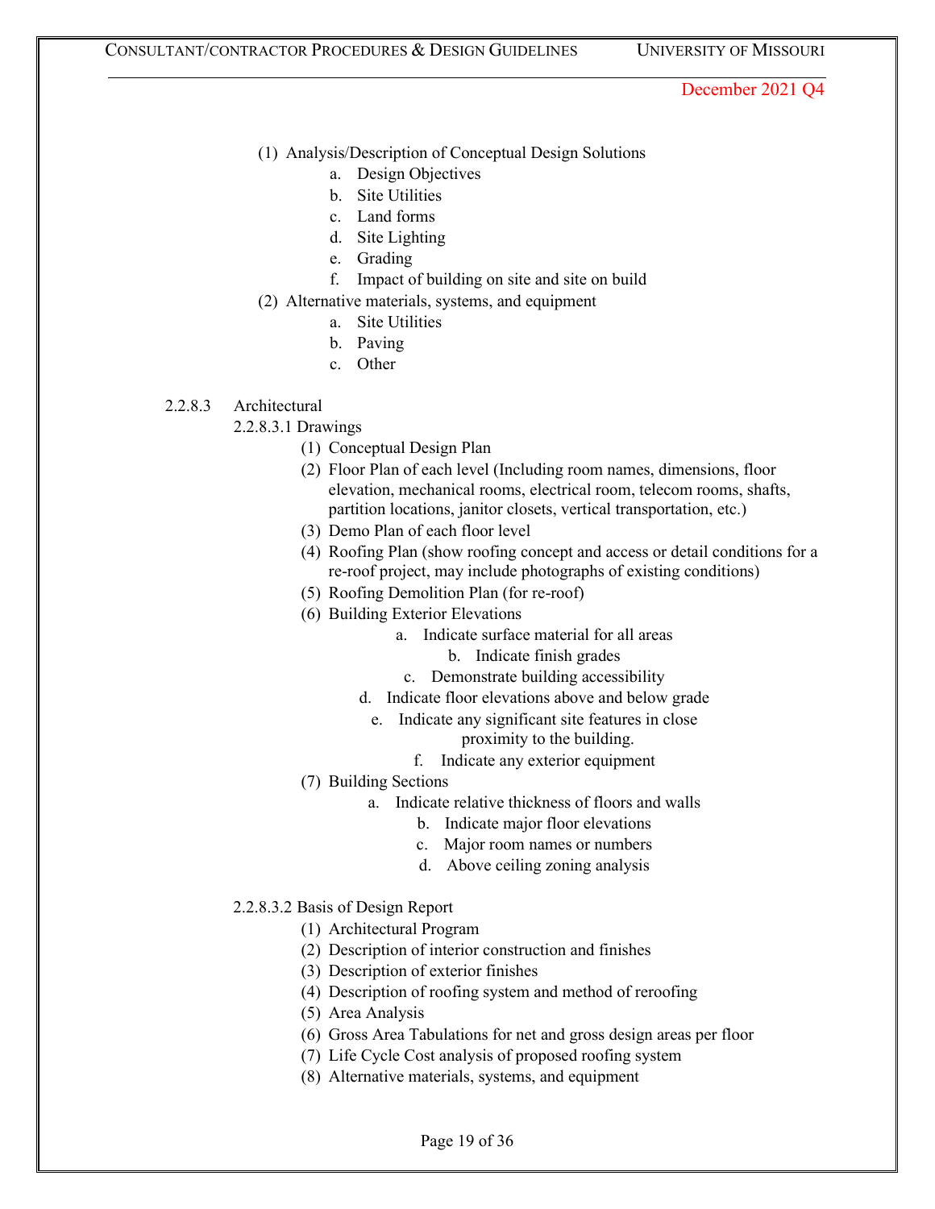(1) Analysis/Description of Conceptual Design Solutions
  a. Design Objectives
  b. Site Utilities
  c. Land forms
  d. Site Lighting
  e. Grading
  f. Impact of building on site and site on build

(2) Alternative materials, systems, and equipment
  a. Site Utilities
  b. Paving
  c. Other

### 2.2.8.3 Architectural

#### 2.2.8.3.1 Drawings

(1) Conceptual Design Plan

(2) Floor Plan of each level (Including room names, dimensions, floor elevation, mechanical rooms, electrical room, telecom rooms, shafts, partition locations, janitor closets, vertical transportation, etc.)

(3) Demo Plan of each floor level

(4) Roofing Plan (show roofing concept and access or detail conditions for a re-roof project, may include photographs of existing conditions)

(5) Roofing Demolition Plan (for re-roof)

(6) Building Exterior Elevations
  a. Indicate surface material for all areas
  b. Indicate finish grades
  c. Demonstrate building accessibility
  d. Indicate floor elevations above and below grade
  e. Indicate any significant site features in close proximity to the building.
  f. Indicate any exterior equipment

(7) Building Sections
  a. Indicate relative thickness of floors and walls
  b. Indicate major floor elevations
  c. Major room names or numbers
  d. Above ceiling zoning analysis

#### 2.2.8.3.2 Basis of Design Report

(1) Architectural Program

(2) Description of interior construction and finishes

(3) Description of exterior finishes

(4) Description of roofing system and method of reroofing

(5) Area Analysis

(6) Gross Area Tabulations for net and gross design areas per floor

(7) Life Cycle Cost analysis of proposed roofing system

(8) Alternative materials, systems, and equipment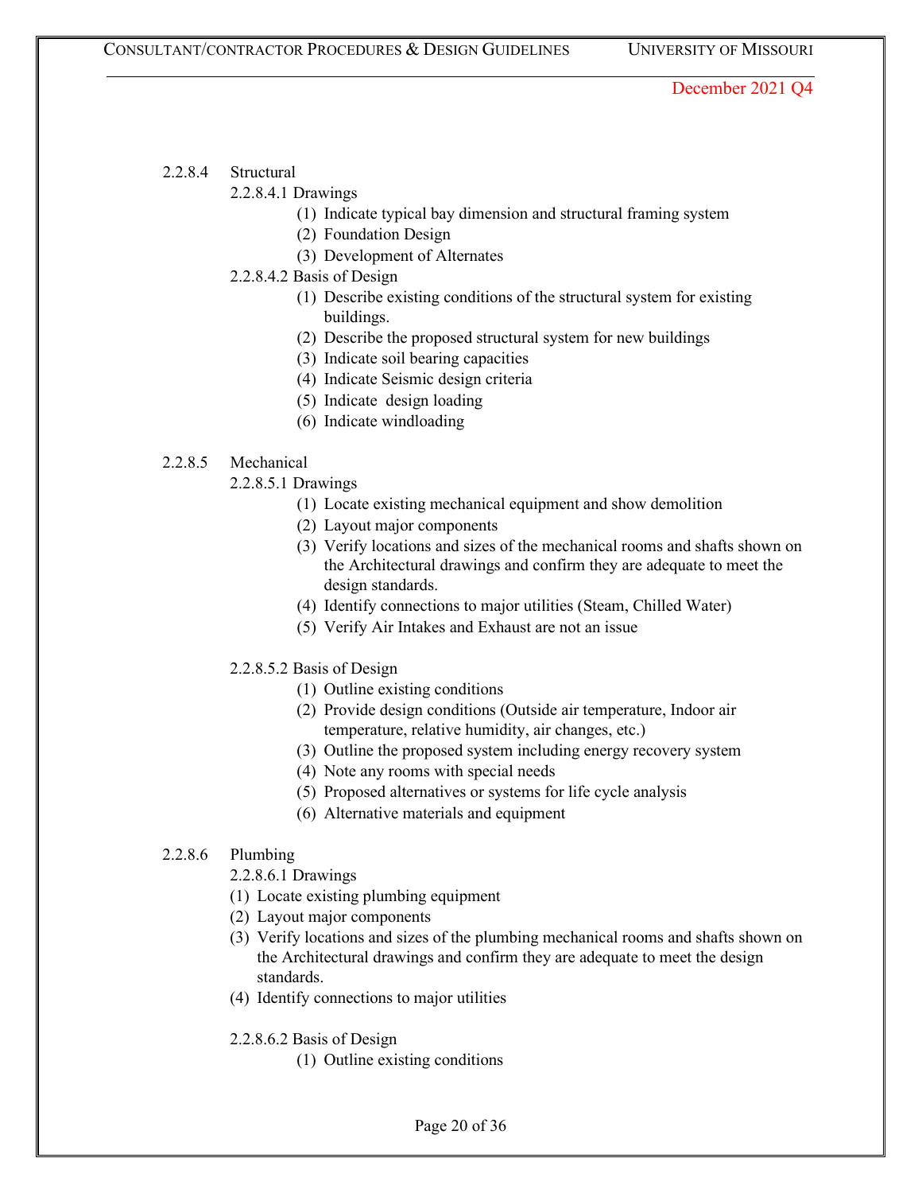2.2.8.4 Structural

2.2.8.4.1 Drawings

(1) Indicate typical bay dimension and structural framing system
(2) Foundation Design
(3) Development of Alternates

2.2.8.4.2 Basis of Design

(1) Describe existing conditions of the structural system for existing buildings.
(2) Describe the proposed structural system for new buildings
(3) Indicate soil bearing capacities
(4) Indicate Seismic design criteria
(5) Indicate design loading
(6) Indicate windloading

2.2.8.5 Mechanical

2.2.8.5.1 Drawings

(1) Locate existing mechanical equipment and show demolition
(2) Layout major components
(3) Verify locations and sizes of the mechanical rooms and shafts shown on the Architectural drawings and confirm they are adequate to meet the design standards.
(4) Identify connections to major utilities (Steam, Chilled Water)
(5) Verify Air Intakes and Exhaust are not an issue

2.2.8.5.2 Basis of Design

(1) Outline existing conditions
(2) Provide design conditions (Outside air temperature, Indoor air temperature, relative humidity, air changes, etc.)
(3) Outline the proposed system including energy recovery system
(4) Note any rooms with special needs
(5) Proposed alternatives or systems for life cycle analysis
(6) Alternative materials and equipment

2.2.8.6 Plumbing

2.2.8.6.1 Drawings

(1) Locate existing plumbing equipment
(2) Layout major components
(3) Verify locations and sizes of the plumbing mechanical rooms and shafts shown on the Architectural drawings and confirm they are adequate to meet the design standards.
(4) Identify connections to major utilities

2.2.8.6.2 Basis of Design

(1) Outline existing conditions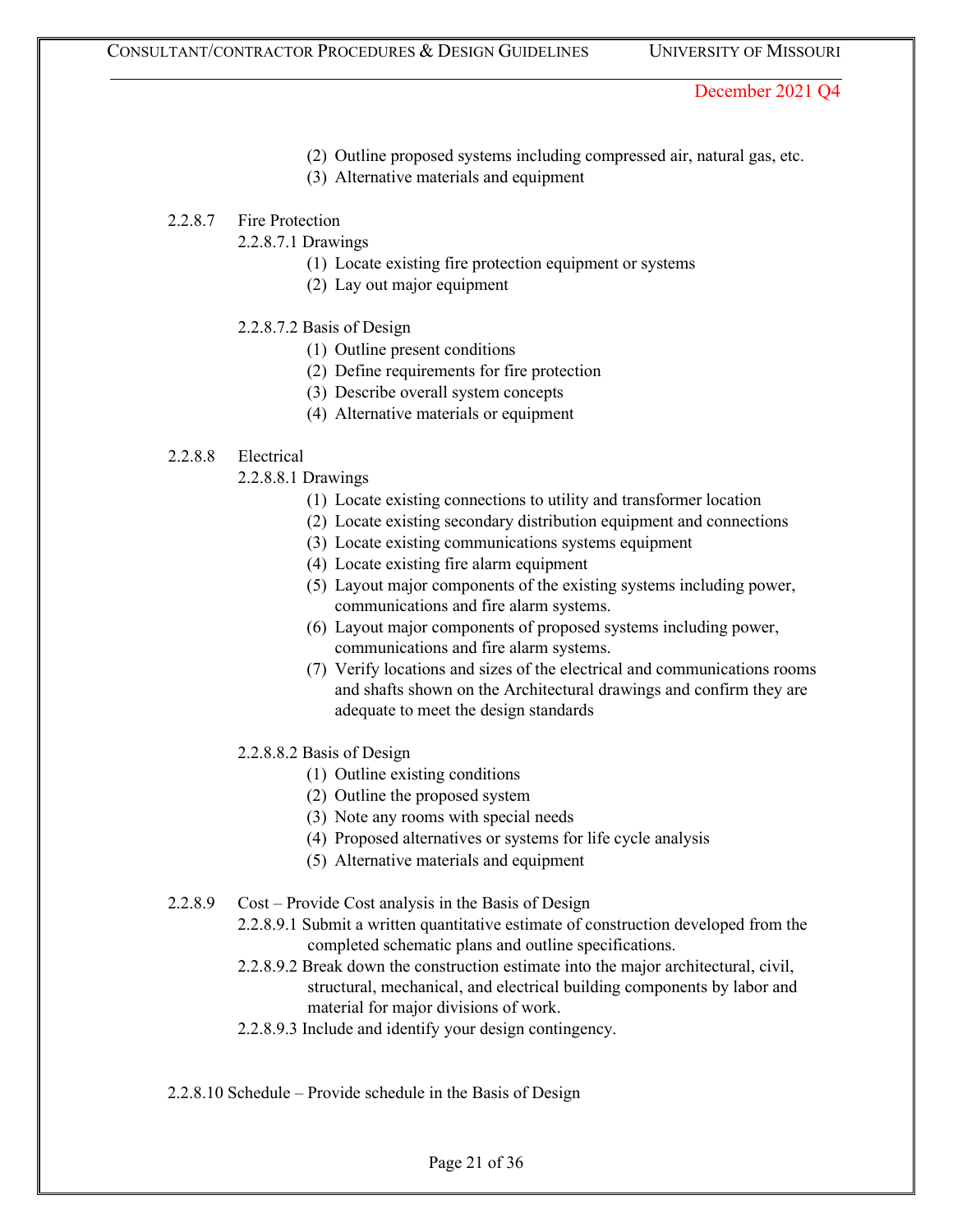(2) Outline proposed systems including compressed air, natural gas, etc.
(3) Alternative materials and equipment

2.2.8.7 Fire Protection

2.2.8.7.1 Drawings

(1) Locate existing fire protection equipment or systems
(2) Lay out major equipment

2.2.8.7.2 Basis of Design

(1) Outline present conditions
(2) Define requirements for fire protection
(3) Describe overall system concepts
(4) Alternative materials or equipment

2.2.8.8 Electrical

2.2.8.8.1 Drawings

(1) Locate existing connections to utility and transformer location
(2) Locate existing secondary distribution equipment and connections
(3) Locate existing communications systems equipment
(4) Locate existing fire alarm equipment
(5) Layout major components of the existing systems including power, communications and fire alarm systems.
(6) Layout major components of proposed systems including power, communications and fire alarm systems.
(7) Verify locations and sizes of the electrical and communications rooms and shafts shown on the Architectural drawings and confirm they are adequate to meet the design standards

2.2.8.8.2 Basis of Design

(1) Outline existing conditions
(2) Outline the proposed system
(3) Note any rooms with special needs
(4) Proposed alternatives or systems for life cycle analysis
(5) Alternative materials and equipment

2.2.8.9 Cost – Provide Cost analysis in the Basis of Design

2.2.8.9.1 Submit a written quantitative estimate of construction developed from the completed schematic plans and outline specifications.

2.2.8.9.2 Break down the construction estimate into the major architectural, civil, structural, mechanical, and electrical building components by labor and material for major divisions of work.

2.2.8.9.3 Include and identify your design contingency.

2.2.8.10 Schedule – Provide schedule in the Basis of Design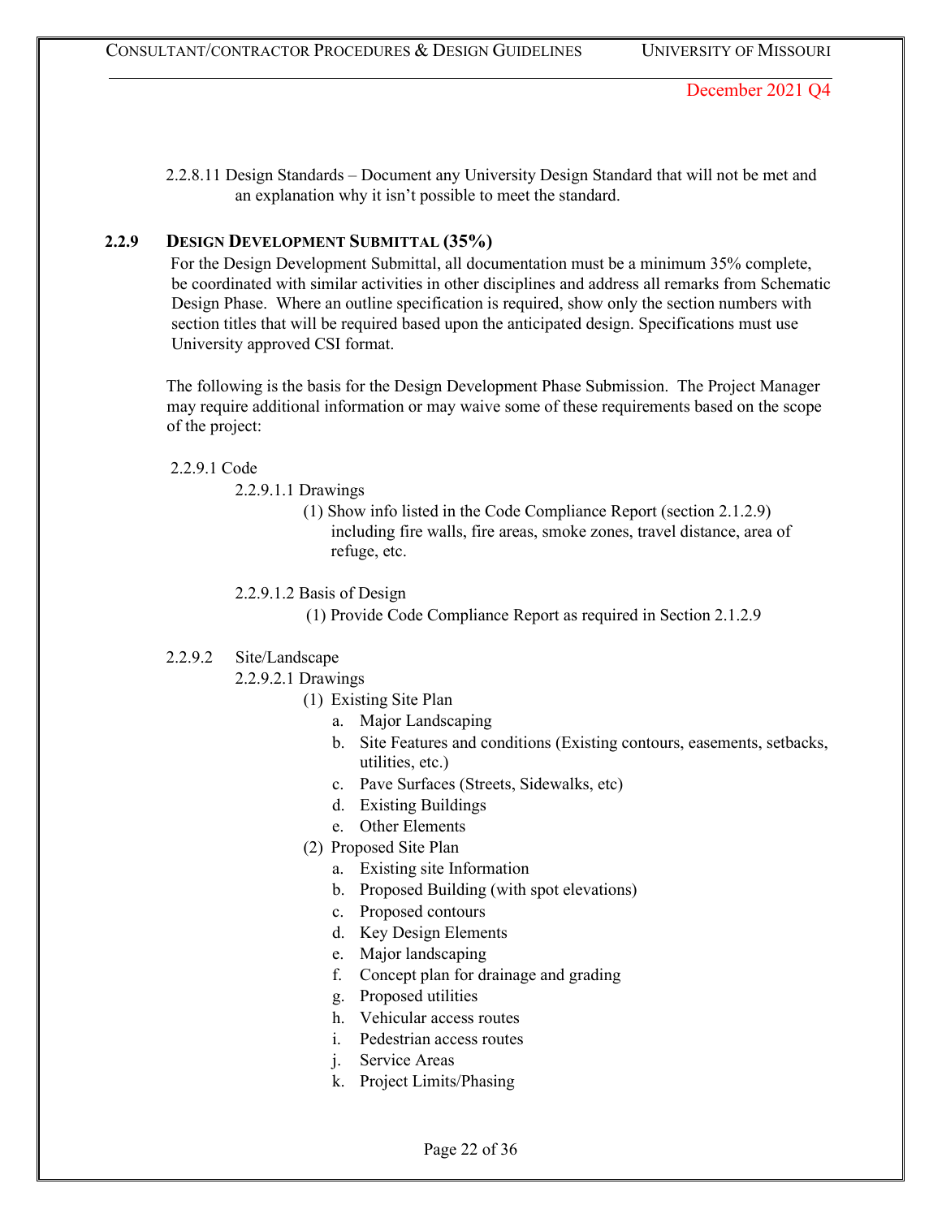2.2.8.11 Design Standards – Document any University Design Standard that will not be met and an explanation why it isn't possible to meet the standard.

### 2.2.9 DESIGN DEVELOPMENT SUBMITTAL (35%)

For the Design Development Submittal, all documentation must be a minimum 35% complete, be coordinated with similar activities in other disciplines and address all remarks from Schematic Design Phase. Where an outline specification is required, show only the section numbers with section titles that will be required based upon the anticipated design. Specifications must use University approved CSI format.

The following is the basis for the Design Development Phase Submission. The Project Manager may require additional information or may waive some of these requirements based on the scope of the project:

2.2.9.1 Code

2.2.9.1.1 Drawings

(1) Show info listed in the Code Compliance Report (section 2.1.2.9) including fire walls, fire areas, smoke zones, travel distance, area of refuge, etc.

2.2.9.1.2 Basis of Design

(1) Provide Code Compliance Report as required in Section 2.1.2.9

2.2.9.2 Site/Landscape

2.2.9.2.1 Drawings

(1) Existing Site Plan
   a. Major Landscaping
   b. Site Features and conditions (Existing contours, easements, setbacks, utilities, etc.)
   c. Pave Surfaces (Streets, Sidewalks, etc)
   d. Existing Buildings
   e. Other Elements

(2) Proposed Site Plan
   a. Existing site Information
   b. Proposed Building (with spot elevations)
   c. Proposed contours
   d. Key Design Elements
   e. Major landscaping
   f. Concept plan for drainage and grading
   g. Proposed utilities
   h. Vehicular access routes
   i. Pedestrian access routes
   j. Service Areas
   k. Project Limits/Phasing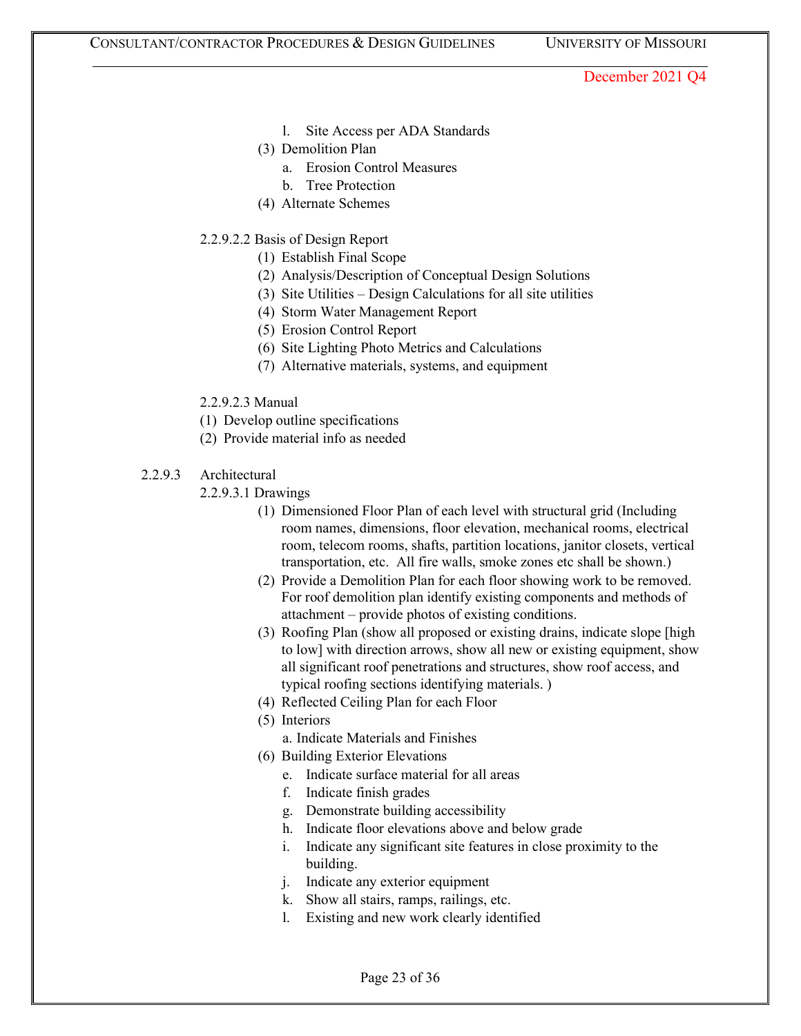l. Site Access per ADA Standards

(3) Demolition Plan

a. Erosion Control Measures

b. Tree Protection

(4) Alternate Schemes

2.2.9.2.2 Basis of Design Report

(1) Establish Final Scope

(2) Analysis/Description of Conceptual Design Solutions

(3) Site Utilities – Design Calculations for all site utilities

(4) Storm Water Management Report

(5) Erosion Control Report

(6) Site Lighting Photo Metrics and Calculations

(7) Alternative materials, systems, and equipment

2.2.9.2.3 Manual

(1) Develop outline specifications

(2) Provide material info as needed

2.2.9.3 Architectural

2.2.9.3.1 Drawings

(1) Dimensioned Floor Plan of each level with structural grid (Including room names, dimensions, floor elevation, mechanical rooms, electrical room, telecom rooms, shafts, partition locations, janitor closets, vertical transportation, etc. All fire walls, smoke zones etc shall be shown.)

(2) Provide a Demolition Plan for each floor showing work to be removed. For roof demolition plan identify existing components and methods of attachment – provide photos of existing conditions.

(3) Roofing Plan (show all proposed or existing drains, indicate slope [high to low] with direction arrows, show all new or existing equipment, show all significant roof penetrations and structures, show roof access, and typical roofing sections identifying materials. )

(4) Reflected Ceiling Plan for each Floor

(5) Interiors

a. Indicate Materials and Finishes

(6) Building Exterior Elevations

e. Indicate surface material for all areas

f. Indicate finish grades

g. Demonstrate building accessibility

h. Indicate floor elevations above and below grade

i. Indicate any significant site features in close proximity to the building.

j. Indicate any exterior equipment

k. Show all stairs, ramps, railings, etc.

l. Existing and new work clearly identified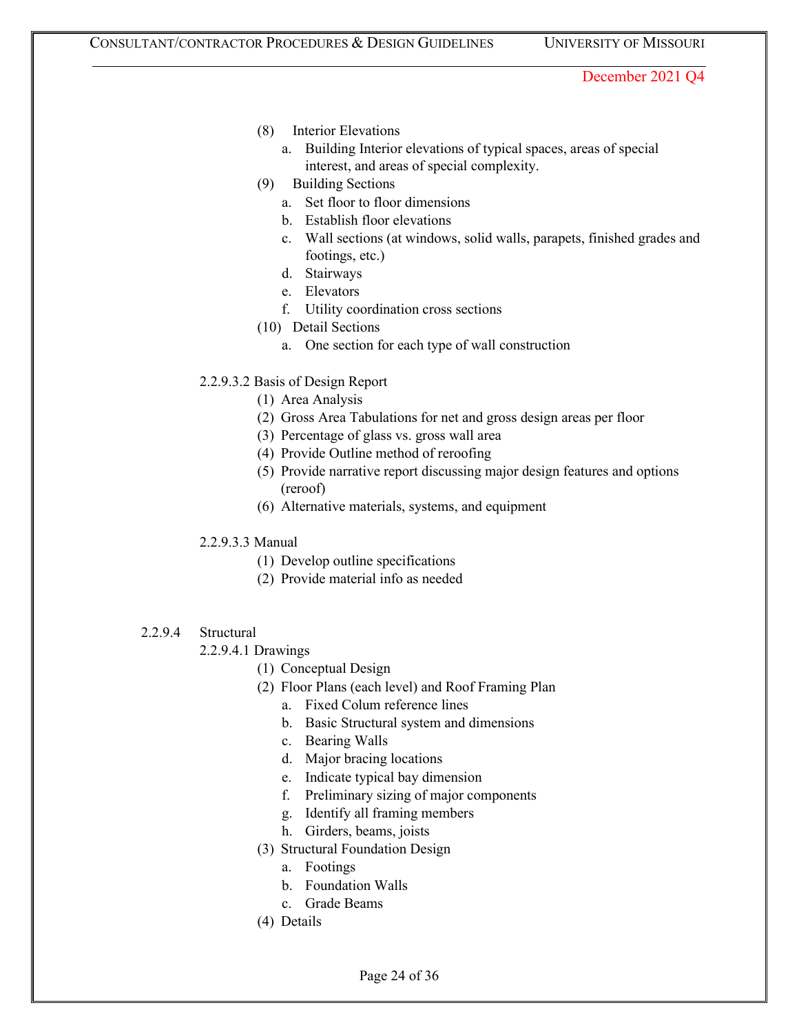(8) Interior Elevations

a. Building Interior elevations of typical spaces, areas of special interest, and areas of special complexity.

(9) Building Sections

a. Set floor to floor dimensions
b. Establish floor elevations
c. Wall sections (at windows, solid walls, parapets, finished grades and footings, etc.)
d. Stairways
e. Elevators
f. Utility coordination cross sections

(10) Detail Sections

a. One section for each type of wall construction

2.2.9.3.2 Basis of Design Report

(1) Area Analysis
(2) Gross Area Tabulations for net and gross design areas per floor
(3) Percentage of glass vs. gross wall area
(4) Provide Outline method of reroofing
(5) Provide narrative report discussing major design features and options (reroof)
(6) Alternative materials, systems, and equipment

2.2.9.3.3 Manual

(1) Develop outline specifications
(2) Provide material info as needed

2.2.9.4 Structural

2.2.9.4.1 Drawings

(1) Conceptual Design
(2) Floor Plans (each level) and Roof Framing Plan

a. Fixed Colum reference lines
b. Basic Structural system and dimensions
c. Bearing Walls
d. Major bracing locations
e. Indicate typical bay dimension
f. Preliminary sizing of major components
g. Identify all framing members
h. Girders, beams, joists

(3) Structural Foundation Design

a. Footings
b. Foundation Walls
c. Grade Beams

(4) Details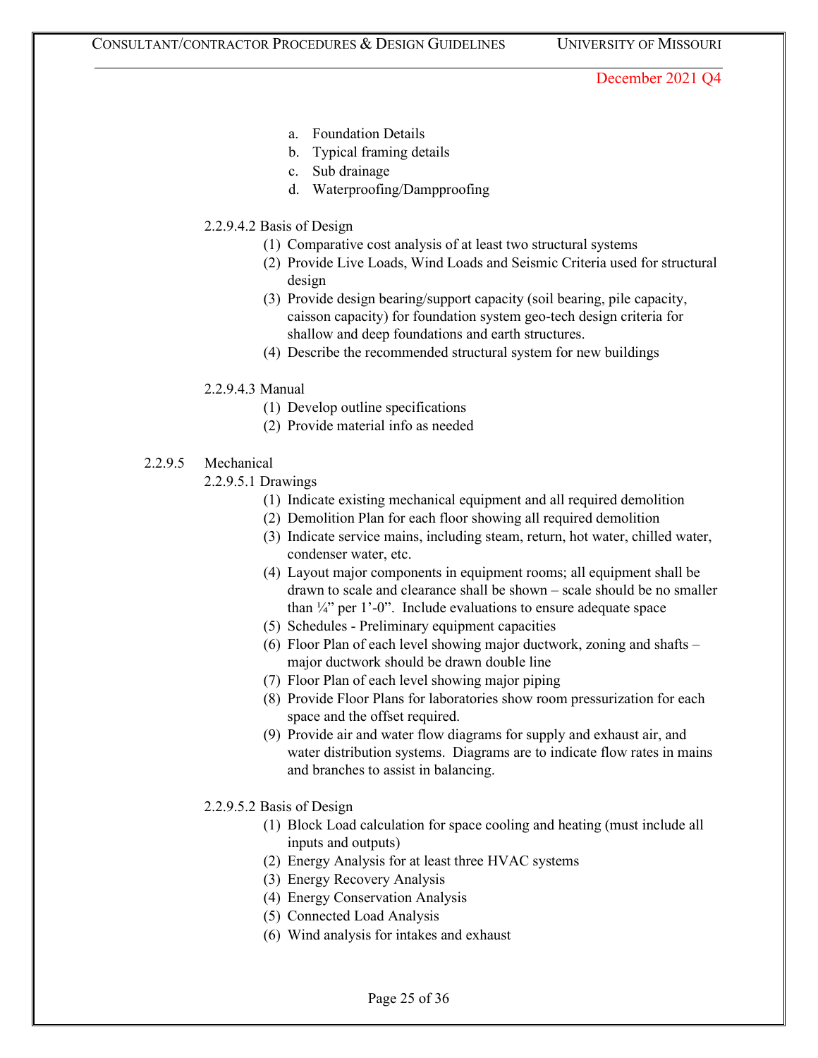a. Foundation Details
b. Typical framing details
c. Sub drainage
d. Waterproofing/Dampproofing

2.2.9.4.2 Basis of Design

(1) Comparative cost analysis of at least two structural systems
(2) Provide Live Loads, Wind Loads and Seismic Criteria used for structural design
(3) Provide design bearing/support capacity (soil bearing, pile capacity, caisson capacity) for foundation system geo-tech design criteria for shallow and deep foundations and earth structures.
(4) Describe the recommended structural system for new buildings

2.2.9.4.3 Manual

(1) Develop outline specifications
(2) Provide material info as needed

2.2.9.5 Mechanical

2.2.9.5.1 Drawings

(1) Indicate existing mechanical equipment and all required demolition
(2) Demolition Plan for each floor showing all required demolition
(3) Indicate service mains, including steam, return, hot water, chilled water, condenser water, etc.
(4) Layout major components in equipment rooms; all equipment shall be drawn to scale and clearance shall be shown – scale should be no smaller than ¼" per 1'-0". Include evaluations to ensure adequate space
(5) Schedules - Preliminary equipment capacities
(6) Floor Plan of each level showing major ductwork, zoning and shafts – major ductwork should be drawn double line
(7) Floor Plan of each level showing major piping
(8) Provide Floor Plans for laboratories show room pressurization for each space and the offset required.
(9) Provide air and water flow diagrams for supply and exhaust air, and water distribution systems. Diagrams are to indicate flow rates in mains and branches to assist in balancing.

2.2.9.5.2 Basis of Design

(1) Block Load calculation for space cooling and heating (must include all inputs and outputs)
(2) Energy Analysis for at least three HVAC systems
(3) Energy Recovery Analysis
(4) Energy Conservation Analysis
(5) Connected Load Analysis
(6) Wind analysis for intakes and exhaust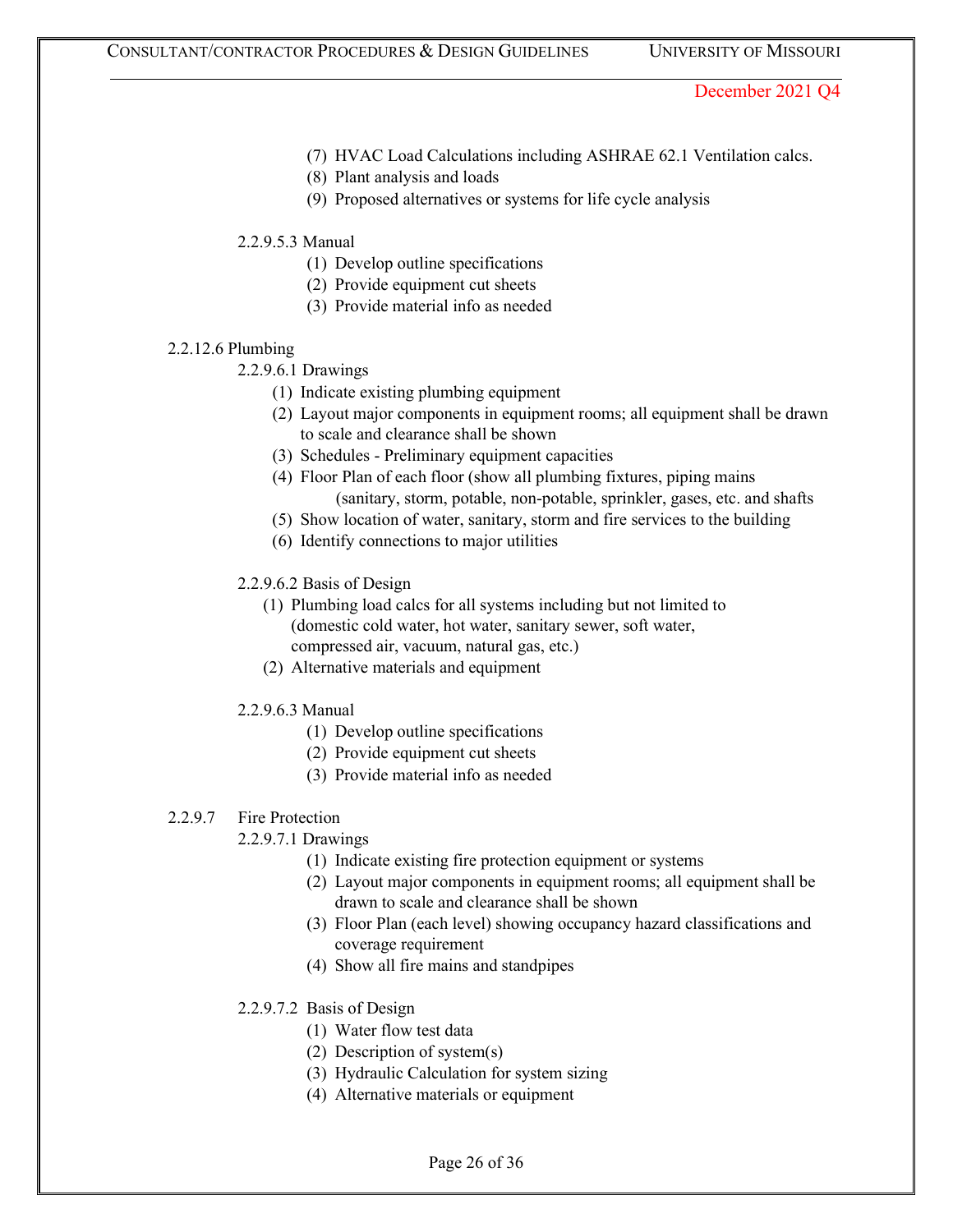(7) HVAC Load Calculations including ASHRAE 62.1 Ventilation calcs.
(8) Plant analysis and loads
(9) Proposed alternatives or systems for life cycle analysis

2.2.9.5.3 Manual

(1) Develop outline specifications
(2) Provide equipment cut sheets
(3) Provide material info as needed

2.2.12.6 Plumbing

2.2.9.6.1 Drawings

(1) Indicate existing plumbing equipment
(2) Layout major components in equipment rooms; all equipment shall be drawn to scale and clearance shall be shown
(3) Schedules - Preliminary equipment capacities
(4) Floor Plan of each floor (show all plumbing fixtures, piping mains (sanitary, storm, potable, non-potable, sprinkler, gases, etc. and shafts
(5) Show location of water, sanitary, storm and fire services to the building
(6) Identify connections to major utilities

2.2.9.6.2 Basis of Design

(1) Plumbing load calcs for all systems including but not limited to (domestic cold water, hot water, sanitary sewer, soft water, compressed air, vacuum, natural gas, etc.)
(2) Alternative materials and equipment

2.2.9.6.3 Manual

(1) Develop outline specifications
(2) Provide equipment cut sheets
(3) Provide material info as needed

2.2.9.7 Fire Protection

2.2.9.7.1 Drawings

(1) Indicate existing fire protection equipment or systems
(2) Layout major components in equipment rooms; all equipment shall be drawn to scale and clearance shall be shown
(3) Floor Plan (each level) showing occupancy hazard classifications and coverage requirement
(4) Show all fire mains and standpipes

2.2.9.7.2 Basis of Design

(1) Water flow test data
(2) Description of system(s)
(3) Hydraulic Calculation for system sizing
(4) Alternative materials or equipment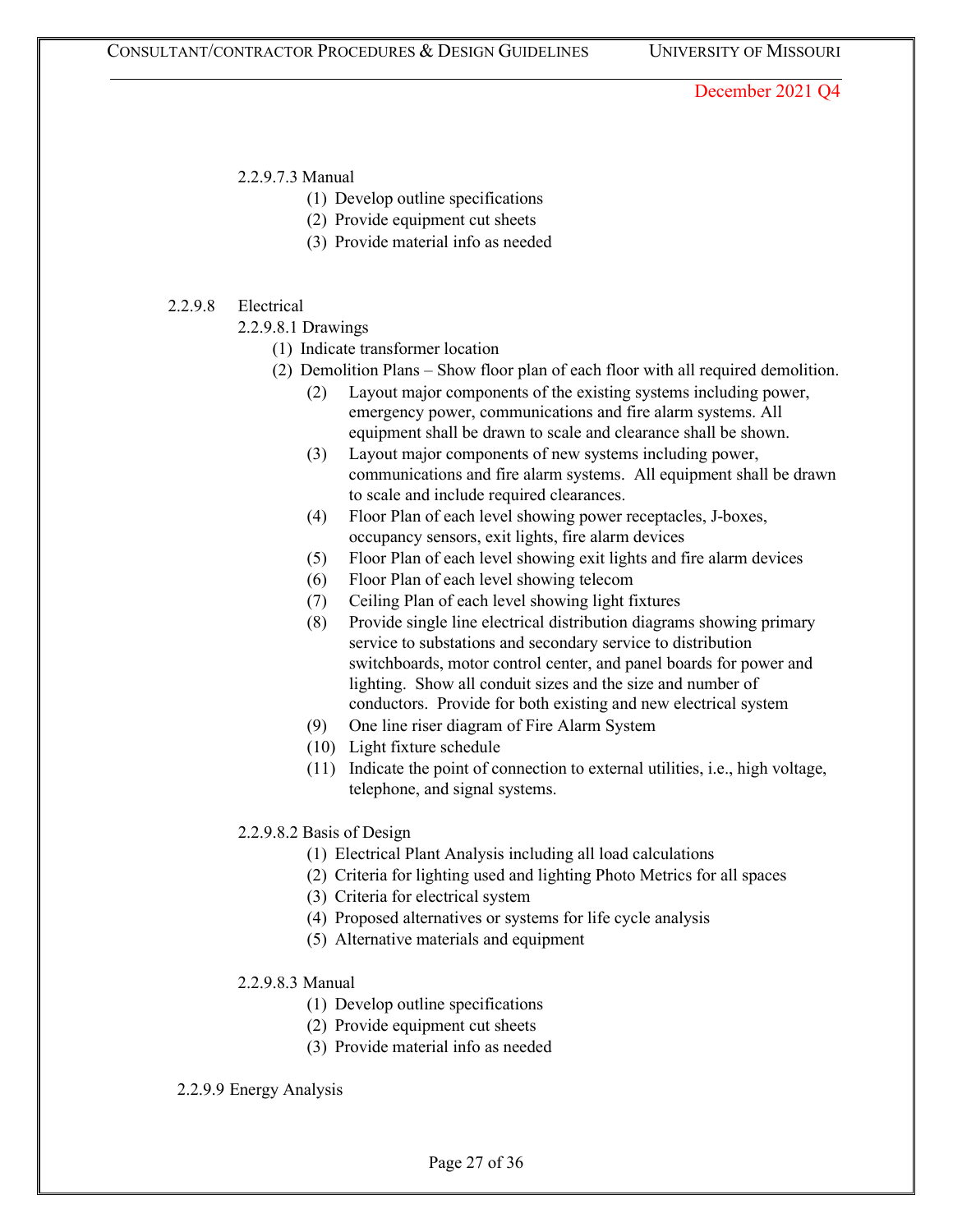2.2.9.7.3 Manual

(1) Develop outline specifications
(2) Provide equipment cut sheets
(3) Provide material info as needed

2.2.9.8 Electrical

2.2.9.8.1 Drawings

(1) Indicate transformer location
(2) Demolition Plans – Show floor plan of each floor with all required demolition.
  (2) Layout major components of the existing systems including power, emergency power, communications and fire alarm systems. All equipment shall be drawn to scale and clearance shall be shown.
  (3) Layout major components of new systems including power, communications and fire alarm systems. All equipment shall be drawn to scale and include required clearances.
  (4) Floor Plan of each level showing power receptacles, J-boxes, occupancy sensors, exit lights, fire alarm devices
  (5) Floor Plan of each level showing exit lights and fire alarm devices
  (6) Floor Plan of each level showing telecom
  (7) Ceiling Plan of each level showing light fixtures
  (8) Provide single line electrical distribution diagrams showing primary service to substations and secondary service to distribution switchboards, motor control center, and panel boards for power and lighting. Show all conduit sizes and the size and number of conductors. Provide for both existing and new electrical system
  (9) One line riser diagram of Fire Alarm System
  (10) Light fixture schedule
  (11) Indicate the point of connection to external utilities, i.e., high voltage, telephone, and signal systems.

2.2.9.8.2 Basis of Design

(1) Electrical Plant Analysis including all load calculations
(2) Criteria for lighting used and lighting Photo Metrics for all spaces
(3) Criteria for electrical system
(4) Proposed alternatives or systems for life cycle analysis
(5) Alternative materials and equipment

2.2.9.8.3 Manual

(1) Develop outline specifications
(2) Provide equipment cut sheets
(3) Provide material info as needed

2.2.9.9 Energy Analysis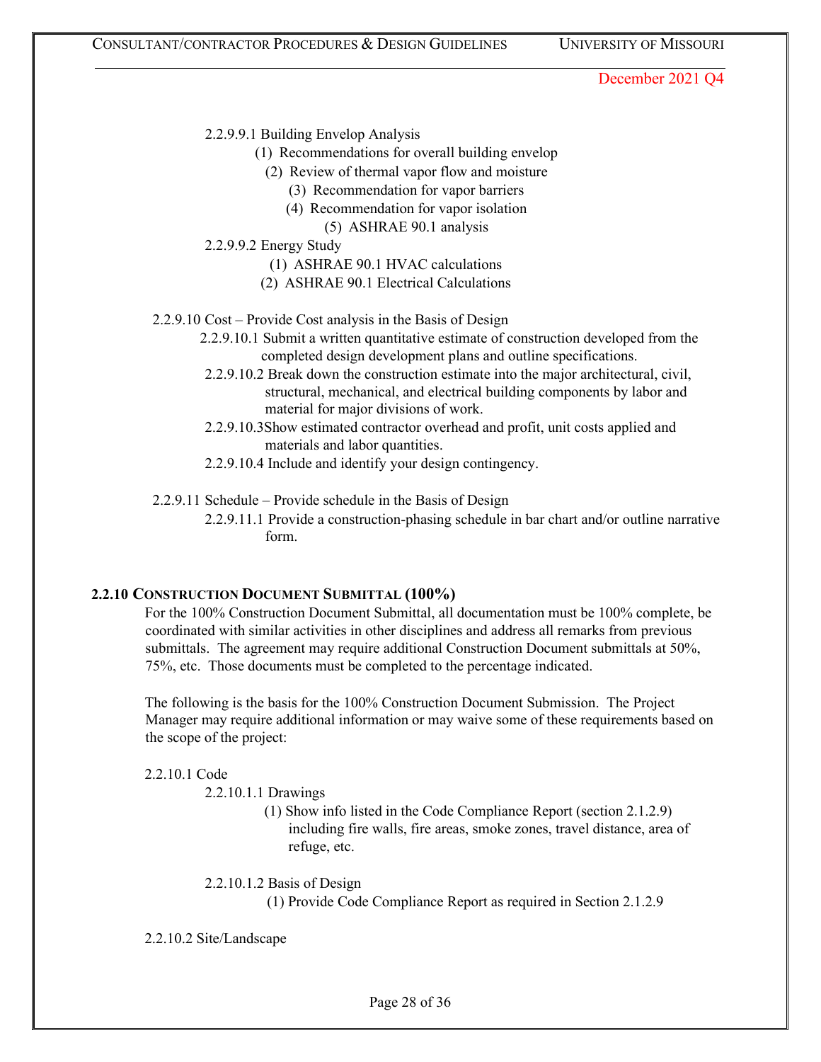2.2.9.9.1 Building Envelop Analysis

(1) Recommendations for overall building envelop

(2) Review of thermal vapor flow and moisture

(3) Recommendation for vapor barriers

(4) Recommendation for vapor isolation

(5) ASHRAE 90.1 analysis

2.2.9.9.2 Energy Study

(1) ASHRAE 90.1 HVAC calculations

(2) ASHRAE 90.1 Electrical Calculations

2.2.9.10 Cost – Provide Cost analysis in the Basis of Design

2.2.9.10.1 Submit a written quantitative estimate of construction developed from the completed design development plans and outline specifications.

2.2.9.10.2 Break down the construction estimate into the major architectural, civil, structural, mechanical, and electrical building components by labor and material for major divisions of work.

2.2.9.10.3Show estimated contractor overhead and profit, unit costs applied and materials and labor quantities.

2.2.9.10.4 Include and identify your design contingency.

2.2.9.11 Schedule – Provide schedule in the Basis of Design

2.2.9.11.1 Provide a construction-phasing schedule in bar chart and/or outline narrative form.

## 2.2.10 CONSTRUCTION DOCUMENT SUBMITTAL (100%)

For the 100% Construction Document Submittal, all documentation must be 100% complete, be coordinated with similar activities in other disciplines and address all remarks from previous submittals. The agreement may require additional Construction Document submittals at 50%, 75%, etc. Those documents must be completed to the percentage indicated.

The following is the basis for the 100% Construction Document Submission. The Project Manager may require additional information or may waive some of these requirements based on the scope of the project:

2.2.10.1 Code

2.2.10.1.1 Drawings

(1) Show info listed in the Code Compliance Report (section 2.1.2.9) including fire walls, fire areas, smoke zones, travel distance, area of refuge, etc.

2.2.10.1.2 Basis of Design

(1) Provide Code Compliance Report as required in Section 2.1.2.9

2.2.10.2 Site/Landscape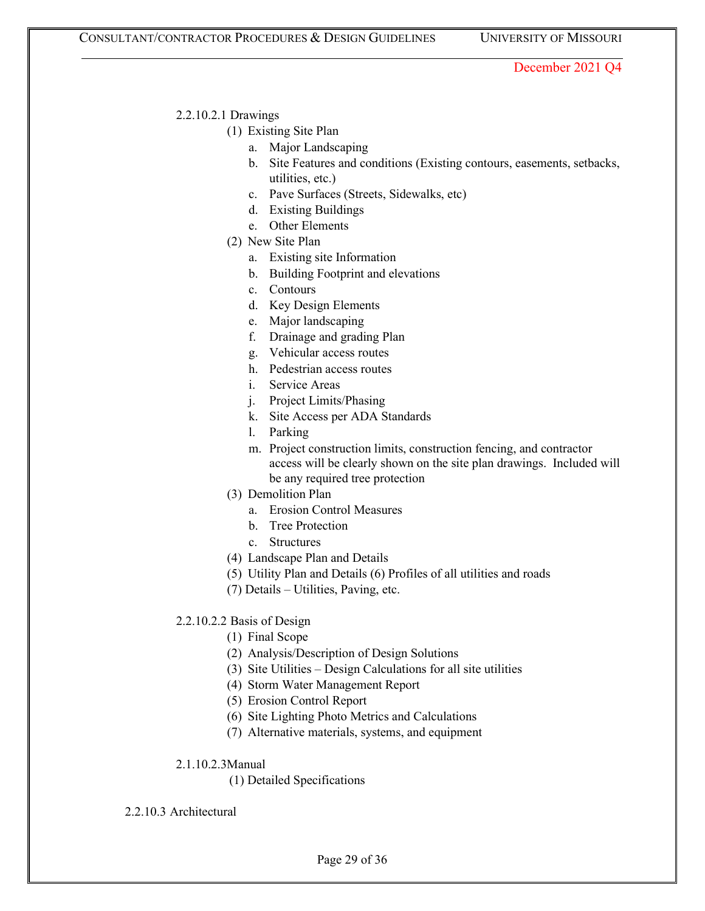2.2.10.2.1 Drawings

(1) Existing Site Plan

a. Major Landscaping
b. Site Features and conditions (Existing contours, easements, setbacks, utilities, etc.)
c. Pave Surfaces (Streets, Sidewalks, etc)
d. Existing Buildings
e. Other Elements

(2) New Site Plan

a. Existing site Information
b. Building Footprint and elevations
c. Contours
d. Key Design Elements
e. Major landscaping
f. Drainage and grading Plan
g. Vehicular access routes
h. Pedestrian access routes
i. Service Areas
j. Project Limits/Phasing
k. Site Access per ADA Standards
l. Parking
m. Project construction limits, construction fencing, and contractor access will be clearly shown on the site plan drawings. Included will be any required tree protection

(3) Demolition Plan

a. Erosion Control Measures
b. Tree Protection
c. Structures

(4) Landscape Plan and Details

(5) Utility Plan and Details (6) Profiles of all utilities and roads

(7) Details – Utilities, Paving, etc.

2.2.10.2.2 Basis of Design

(1) Final Scope
(2) Analysis/Description of Design Solutions
(3) Site Utilities – Design Calculations for all site utilities
(4) Storm Water Management Report
(5) Erosion Control Report
(6) Site Lighting Photo Metrics and Calculations
(7) Alternative materials, systems, and equipment

2.1.10.2.3Manual

(1) Detailed Specifications

2.2.10.3 Architectural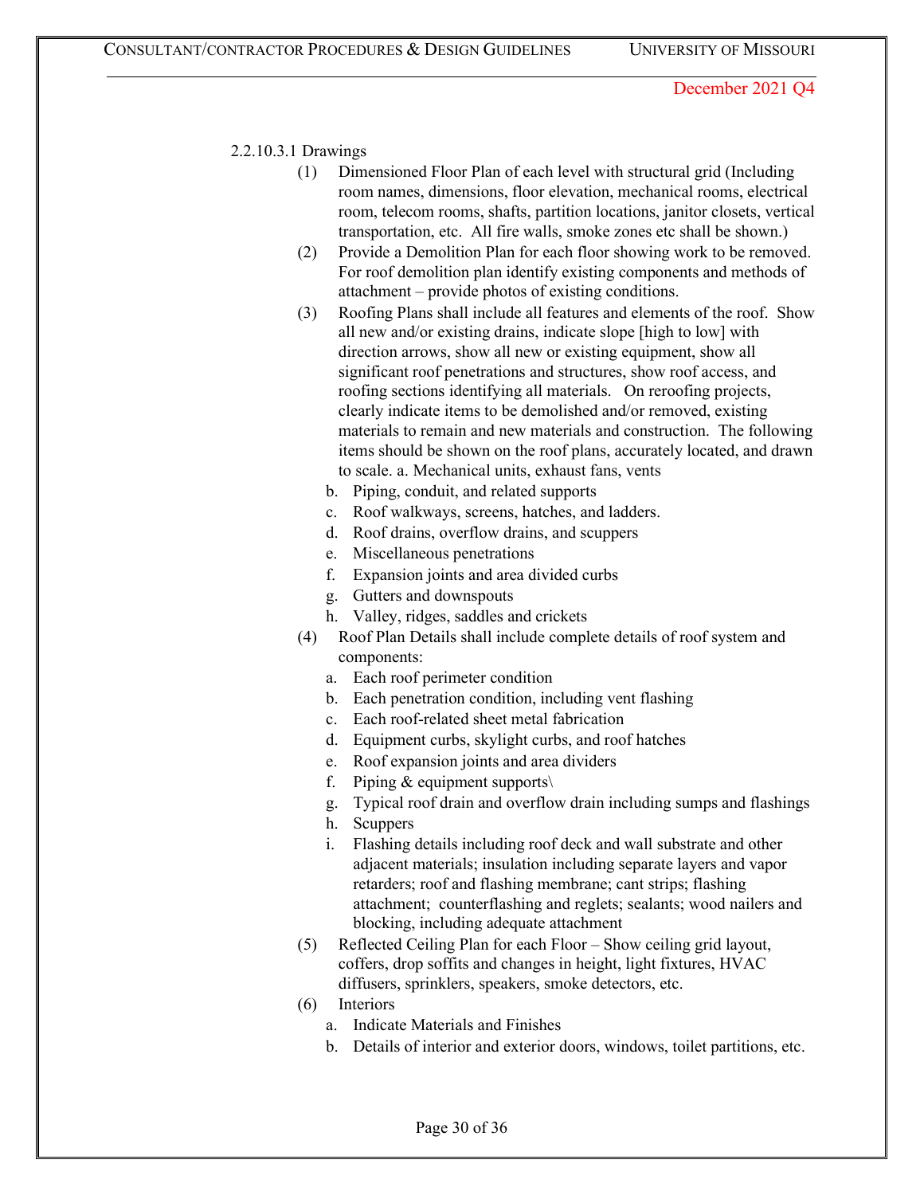2.2.10.3.1 Drawings

(1) Dimensioned Floor Plan of each level with structural grid (Including room names, dimensions, floor elevation, mechanical rooms, electrical room, telecom rooms, shafts, partition locations, janitor closets, vertical transportation, etc. All fire walls, smoke zones etc shall be shown.)

(2) Provide a Demolition Plan for each floor showing work to be removed. For roof demolition plan identify existing components and methods of attachment – provide photos of existing conditions.

(3) Roofing Plans shall include all features and elements of the roof. Show all new and/or existing drains, indicate slope [high to low] with direction arrows, show all new or existing equipment, show all significant roof penetrations and structures, show roof access, and roofing sections identifying all materials. On reroofing projects, clearly indicate items to be demolished and/or removed, existing materials to remain and new materials and construction. The following items should be shown on the roof plans, accurately located, and drawn to scale. a. Mechanical units, exhaust fans, vents

   b. Piping, conduit, and related supports
   c. Roof walkways, screens, hatches, and ladders.
   d. Roof drains, overflow drains, and scuppers
   e. Miscellaneous penetrations
   f. Expansion joints and area divided curbs
   g. Gutters and downspouts
   h. Valley, ridges, saddles and crickets

(4) Roof Plan Details shall include complete details of roof system and components:

   a. Each roof perimeter condition
   b. Each penetration condition, including vent flashing
   c. Each roof-related sheet metal fabrication
   d. Equipment curbs, skylight curbs, and roof hatches
   e. Roof expansion joints and area dividers
   f. Piping & equipment supports\
   g. Typical roof drain and overflow drain including sumps and flashings
   h. Scuppers
   i. Flashing details including roof deck and wall substrate and other adjacent materials; insulation including separate layers and vapor retarders; roof and flashing membrane; cant strips; flashing attachment; counterflashing and reglets; sealants; wood nailers and blocking, including adequate attachment

(5) Reflected Ceiling Plan for each Floor – Show ceiling grid layout, coffers, drop soffits and changes in height, light fixtures, HVAC diffusers, sprinklers, speakers, smoke detectors, etc.

(6) Interiors

   a. Indicate Materials and Finishes
   b. Details of interior and exterior doors, windows, toilet partitions, etc.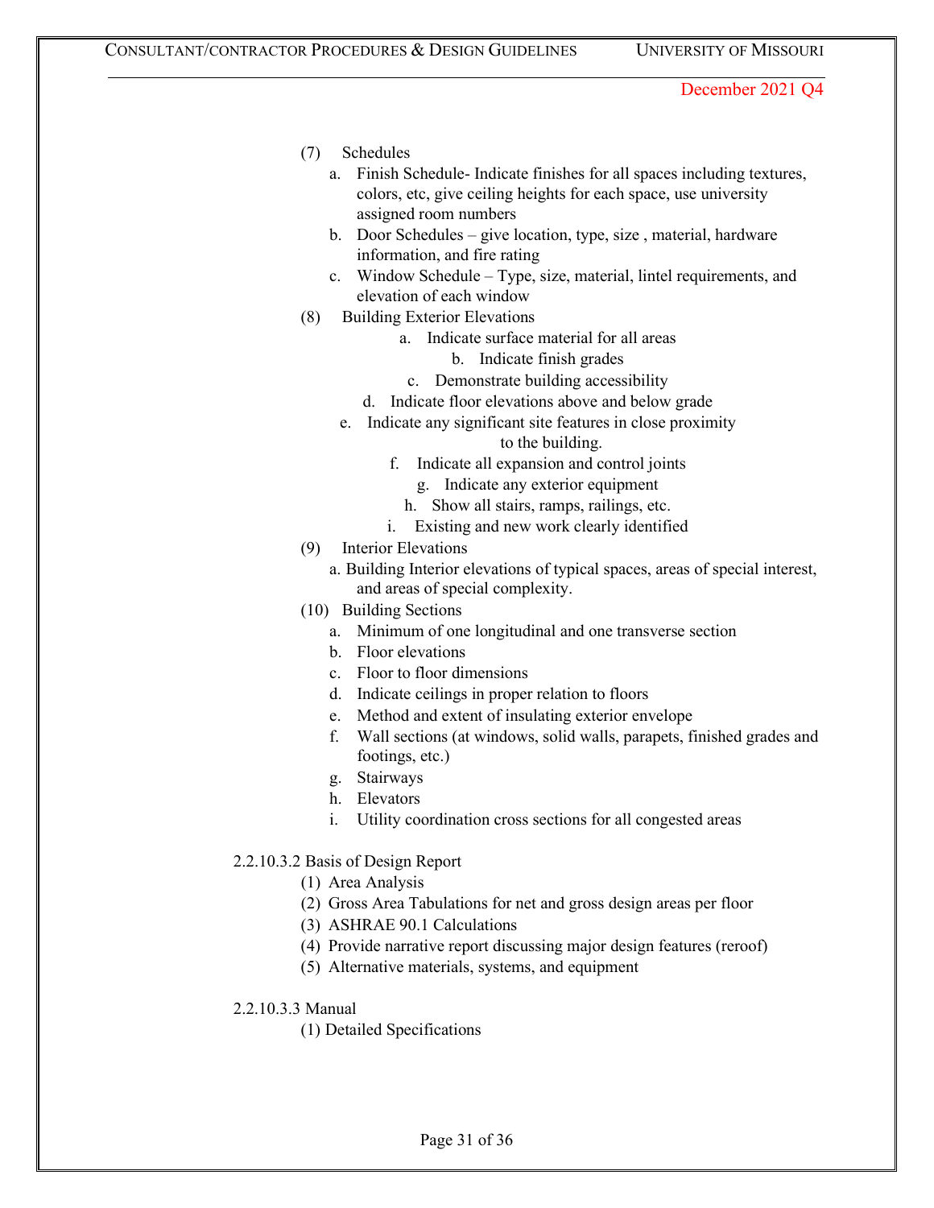(7) Schedules
   a. Finish Schedule- Indicate finishes for all spaces including textures, colors, etc, give ceiling heights for each space, use university assigned room numbers
   b. Door Schedules – give location, type, size , material, hardware information, and fire rating
   c. Window Schedule – Type, size, material, lintel requirements, and elevation of each window

(8) Building Exterior Elevations
   a. Indicate surface material for all areas
   b. Indicate finish grades
   c. Demonstrate building accessibility
   d. Indicate floor elevations above and below grade
   e. Indicate any significant site features in close proximity to the building.
   f. Indicate all expansion and control joints
   g. Indicate any exterior equipment
   h. Show all stairs, ramps, railings, etc.
   i. Existing and new work clearly identified

(9) Interior Elevations
   a. Building Interior elevations of typical spaces, areas of special interest, and areas of special complexity.

(10) Building Sections
   a. Minimum of one longitudinal and one transverse section
   b. Floor elevations
   c. Floor to floor dimensions
   d. Indicate ceilings in proper relation to floors
   e. Method and extent of insulating exterior envelope
   f. Wall sections (at windows, solid walls, parapets, finished grades and footings, etc.)
   g. Stairways
   h. Elevators
   i. Utility coordination cross sections for all congested areas

2.2.10.3.2 Basis of Design Report

(1) Area Analysis
(2) Gross Area Tabulations for net and gross design areas per floor
(3) ASHRAE 90.1 Calculations
(4) Provide narrative report discussing major design features (reroof)
(5) Alternative materials, systems, and equipment

2.2.10.3.3 Manual

(1) Detailed Specifications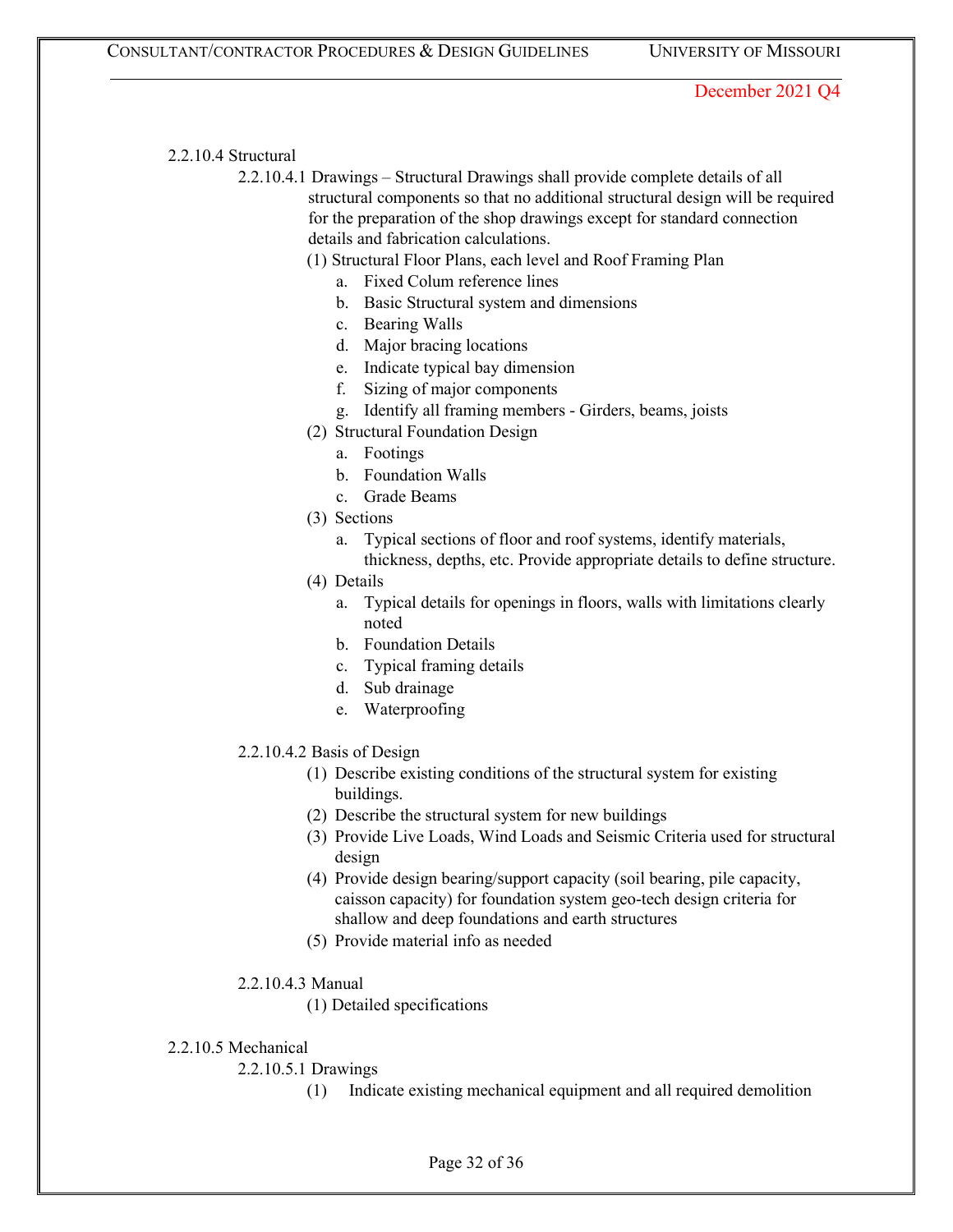2.2.10.4 Structural

2.2.10.4.1 Drawings – Structural Drawings shall provide complete details of all structural components so that no additional structural design will be required for the preparation of the shop drawings except for standard connection details and fabrication calculations.

(1) Structural Floor Plans, each level and Roof Framing Plan
   a. Fixed Colum reference lines
   b. Basic Structural system and dimensions
   c. Bearing Walls
   d. Major bracing locations
   e. Indicate typical bay dimension
   f. Sizing of major components
   g. Identify all framing members - Girders, beams, joists

(2) Structural Foundation Design
   a. Footings
   b. Foundation Walls
   c. Grade Beams

(3) Sections
   a. Typical sections of floor and roof systems, identify materials, thickness, depths, etc. Provide appropriate details to define structure.

(4) Details
   a. Typical details for openings in floors, walls with limitations clearly noted
   b. Foundation Details
   c. Typical framing details
   d. Sub drainage
   e. Waterproofing

2.2.10.4.2 Basis of Design

(1) Describe existing conditions of the structural system for existing buildings.
(2) Describe the structural system for new buildings
(3) Provide Live Loads, Wind Loads and Seismic Criteria used for structural design
(4) Provide design bearing/support capacity (soil bearing, pile capacity, caisson capacity) for foundation system geo-tech design criteria for shallow and deep foundations and earth structures
(5) Provide material info as needed

2.2.10.4.3 Manual

(1) Detailed specifications

2.2.10.5 Mechanical

2.2.10.5.1 Drawings

(1) Indicate existing mechanical equipment and all required demolition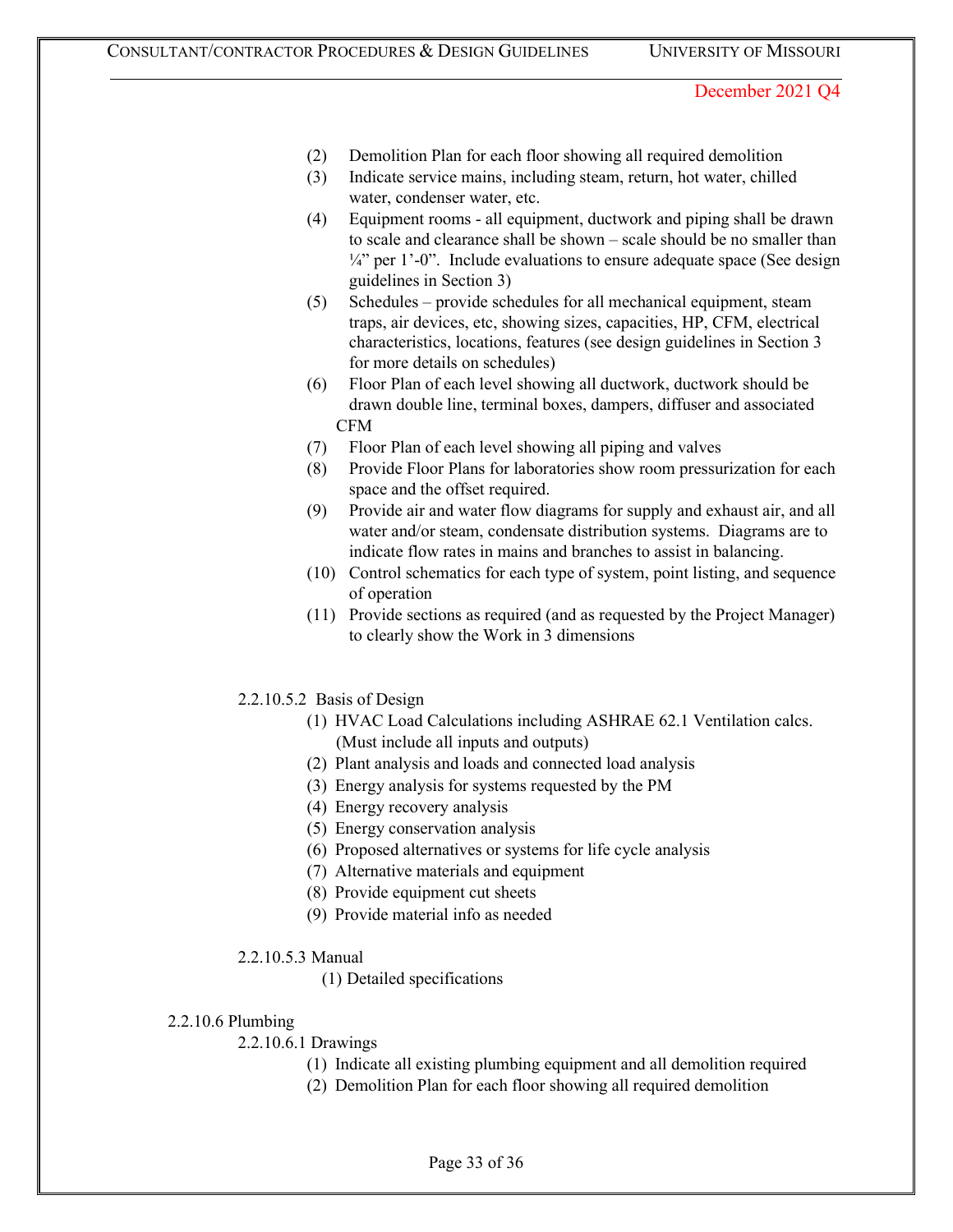(2) Demolition Plan for each floor showing all required demolition

(3) Indicate service mains, including steam, return, hot water, chilled water, condenser water, etc.

(4) Equipment rooms - all equipment, ductwork and piping shall be drawn to scale and clearance shall be shown – scale should be no smaller than ¼" per 1'-0". Include evaluations to ensure adequate space (See design guidelines in Section 3)

(5) Schedules – provide schedules for all mechanical equipment, steam traps, air devices, etc, showing sizes, capacities, HP, CFM, electrical characteristics, locations, features (see design guidelines in Section 3 for more details on schedules)

(6) Floor Plan of each level showing all ductwork, ductwork should be drawn double line, terminal boxes, dampers, diffuser and associated CFM

(7) Floor Plan of each level showing all piping and valves

(8) Provide Floor Plans for laboratories show room pressurization for each space and the offset required.

(9) Provide air and water flow diagrams for supply and exhaust air, and all water and/or steam, condensate distribution systems. Diagrams are to indicate flow rates in mains and branches to assist in balancing.

(10) Control schematics for each type of system, point listing, and sequence of operation

(11) Provide sections as required (and as requested by the Project Manager) to clearly show the Work in 3 dimensions

2.2.10.5.2 Basis of Design

(1) HVAC Load Calculations including ASHRAE 62.1 Ventilation calcs. (Must include all inputs and outputs)

(2) Plant analysis and loads and connected load analysis

(3) Energy analysis for systems requested by the PM

(4) Energy recovery analysis

(5) Energy conservation analysis

(6) Proposed alternatives or systems for life cycle analysis

(7) Alternative materials and equipment

(8) Provide equipment cut sheets

(9) Provide material info as needed

2.2.10.5.3 Manual

(1) Detailed specifications

2.2.10.6 Plumbing

2.2.10.6.1 Drawings

(1) Indicate all existing plumbing equipment and all demolition required

(2) Demolition Plan for each floor showing all required demolition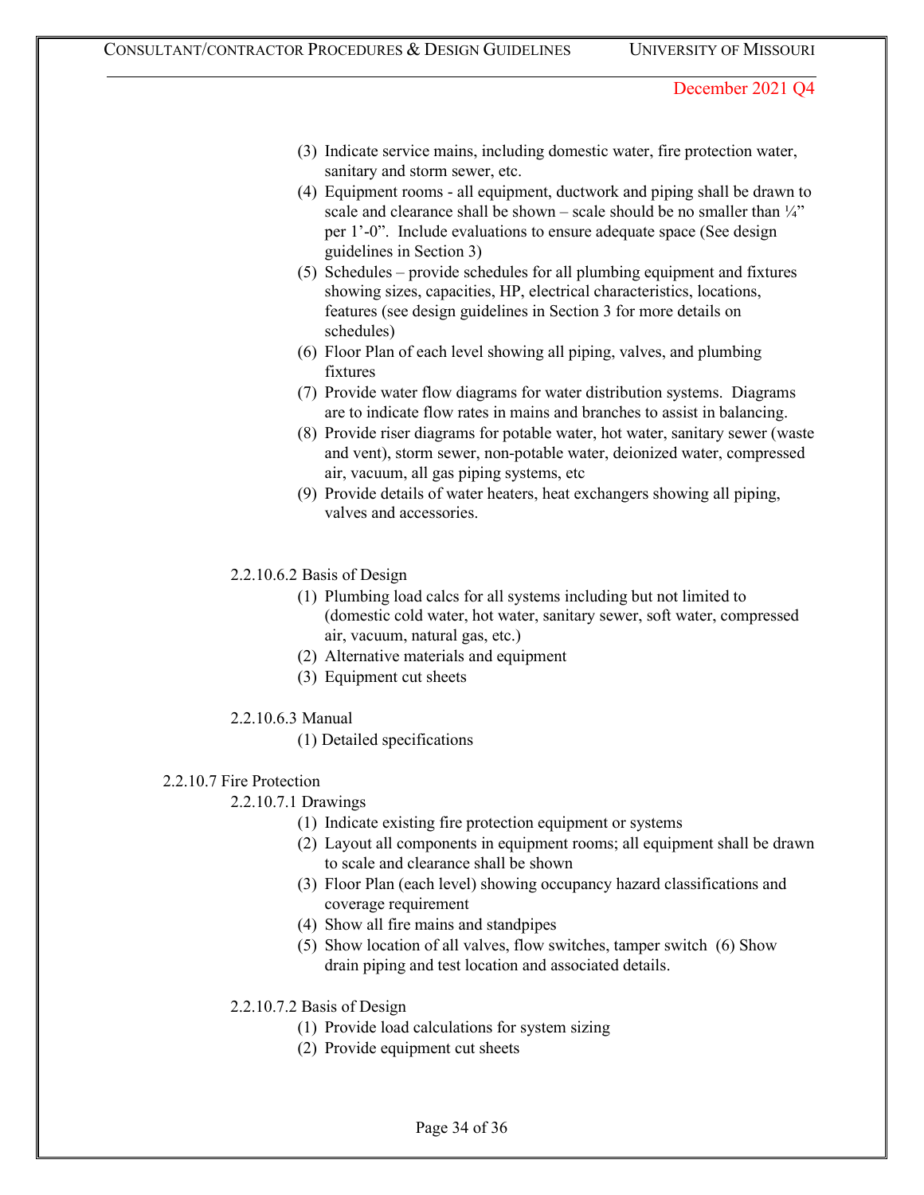(3) Indicate service mains, including domestic water, fire protection water, sanitary and storm sewer, etc.
(4) Equipment rooms - all equipment, ductwork and piping shall be drawn to scale and clearance shall be shown – scale should be no smaller than ¼" per 1'-0". Include evaluations to ensure adequate space (See design guidelines in Section 3)
(5) Schedules – provide schedules for all plumbing equipment and fixtures showing sizes, capacities, HP, electrical characteristics, locations, features (see design guidelines in Section 3 for more details on schedules)
(6) Floor Plan of each level showing all piping, valves, and plumbing fixtures
(7) Provide water flow diagrams for water distribution systems. Diagrams are to indicate flow rates in mains and branches to assist in balancing.
(8) Provide riser diagrams for potable water, hot water, sanitary sewer (waste and vent), storm sewer, non-potable water, deionized water, compressed air, vacuum, all gas piping systems, etc
(9) Provide details of water heaters, heat exchangers showing all piping, valves and accessories.

2.2.10.6.2 Basis of Design

(1) Plumbing load calcs for all systems including but not limited to (domestic cold water, hot water, sanitary sewer, soft water, compressed air, vacuum, natural gas, etc.)
(2) Alternative materials and equipment
(3) Equipment cut sheets

2.2.10.6.3 Manual

(1) Detailed specifications

2.2.10.7 Fire Protection

2.2.10.7.1 Drawings

(1) Indicate existing fire protection equipment or systems
(2) Layout all components in equipment rooms; all equipment shall be drawn to scale and clearance shall be shown
(3) Floor Plan (each level) showing occupancy hazard classifications and coverage requirement
(4) Show all fire mains and standpipes
(5) Show location of all valves, flow switches, tamper switch (6) Show drain piping and test location and associated details.

2.2.10.7.2 Basis of Design

(1) Provide load calculations for system sizing
(2) Provide equipment cut sheets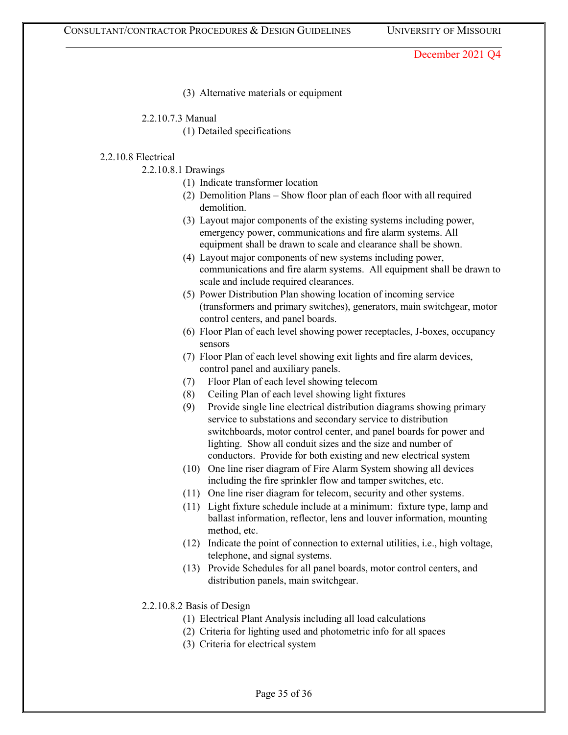(3) Alternative materials or equipment

2.2.10.7.3 Manual

(1) Detailed specifications

2.2.10.8 Electrical

2.2.10.8.1 Drawings

(1) Indicate transformer location

(2) Demolition Plans – Show floor plan of each floor with all required demolition.

(3) Layout major components of the existing systems including power, emergency power, communications and fire alarm systems. All equipment shall be drawn to scale and clearance shall be shown.

(4) Layout major components of new systems including power, communications and fire alarm systems. All equipment shall be drawn to scale and include required clearances.

(5) Power Distribution Plan showing location of incoming service (transformers and primary switches), generators, main switchgear, motor control centers, and panel boards.

(6) Floor Plan of each level showing power receptacles, J-boxes, occupancy sensors

(7) Floor Plan of each level showing exit lights and fire alarm devices, control panel and auxiliary panels.

(7) Floor Plan of each level showing telecom

(8) Ceiling Plan of each level showing light fixtures

(9) Provide single line electrical distribution diagrams showing primary service to substations and secondary service to distribution switchboards, motor control center, and panel boards for power and lighting. Show all conduit sizes and the size and number of conductors. Provide for both existing and new electrical system

(10) One line riser diagram of Fire Alarm System showing all devices including the fire sprinkler flow and tamper switches, etc.

(11) One line riser diagram for telecom, security and other systems.

(11) Light fixture schedule include at a minimum: fixture type, lamp and ballast information, reflector, lens and louver information, mounting method, etc.

(12) Indicate the point of connection to external utilities, i.e., high voltage, telephone, and signal systems.

(13) Provide Schedules for all panel boards, motor control centers, and distribution panels, main switchgear.

2.2.10.8.2 Basis of Design

(1) Electrical Plant Analysis including all load calculations

(2) Criteria for lighting used and photometric info for all spaces

(3) Criteria for electrical system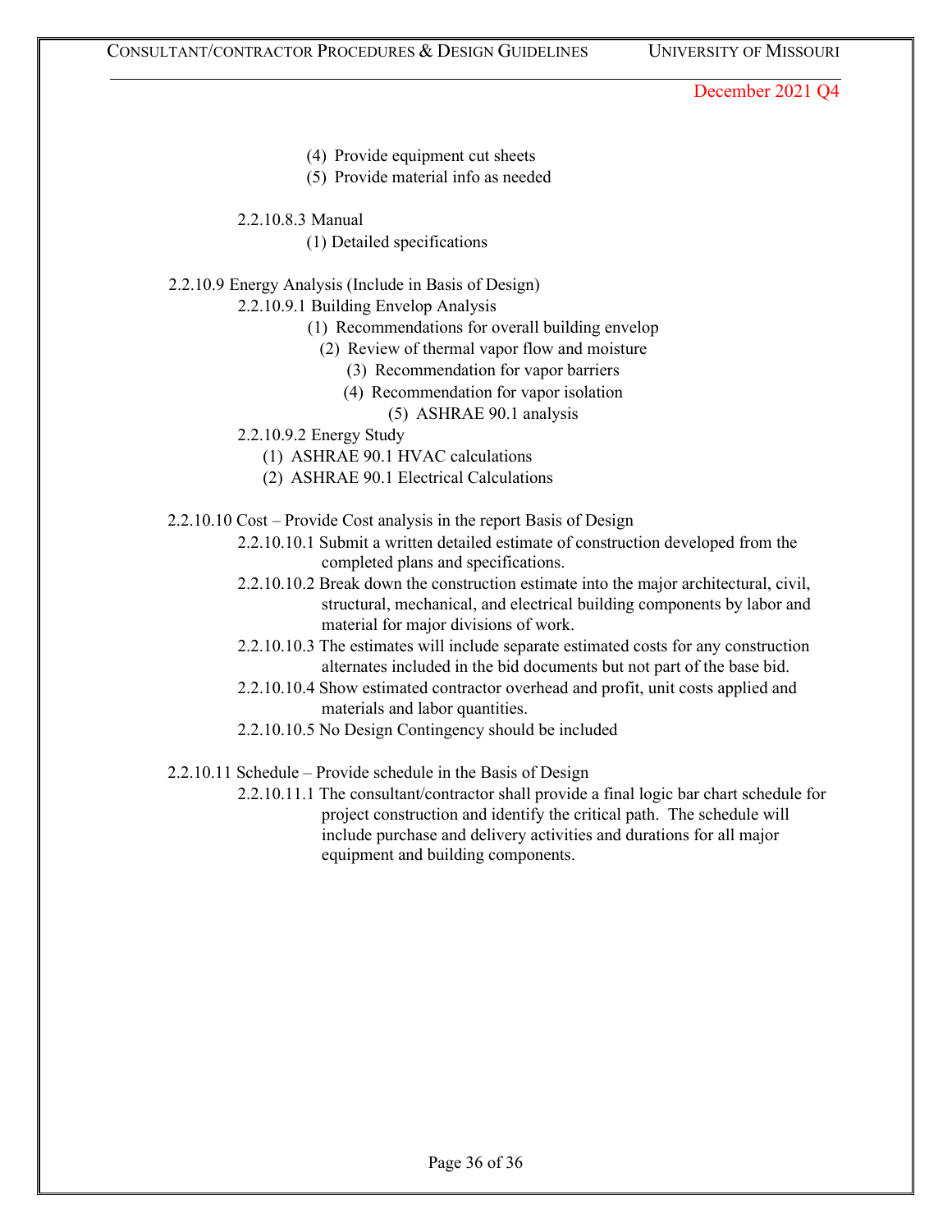(4) Provide equipment cut sheets

(5) Provide material info as needed

2.2.10.8.3 Manual

(1) Detailed specifications

2.2.10.9 Energy Analysis (Include in Basis of Design)

2.2.10.9.1 Building Envelop Analysis

(1) Recommendations for overall building envelop

(2) Review of thermal vapor flow and moisture

(3) Recommendation for vapor barriers

(4) Recommendation for vapor isolation

(5) ASHRAE 90.1 analysis

2.2.10.9.2 Energy Study

(1) ASHRAE 90.1 HVAC calculations

(2) ASHRAE 90.1 Electrical Calculations

2.2.10.10 Cost – Provide Cost analysis in the report Basis of Design

2.2.10.10.1 Submit a written detailed estimate of construction developed from the completed plans and specifications.

2.2.10.10.2 Break down the construction estimate into the major architectural, civil, structural, mechanical, and electrical building components by labor and material for major divisions of work.

2.2.10.10.3 The estimates will include separate estimated costs for any construction alternates included in the bid documents but not part of the base bid.

2.2.10.10.4 Show estimated contractor overhead and profit, unit costs applied and materials and labor quantities.

2.2.10.10.5 No Design Contingency should be included

2.2.10.11 Schedule – Provide schedule in the Basis of Design

2.2.10.11.1 The consultant/contractor shall provide a final logic bar chart schedule for project construction and identify the critical path. The schedule will include purchase and delivery activities and durations for all major equipment and building components.